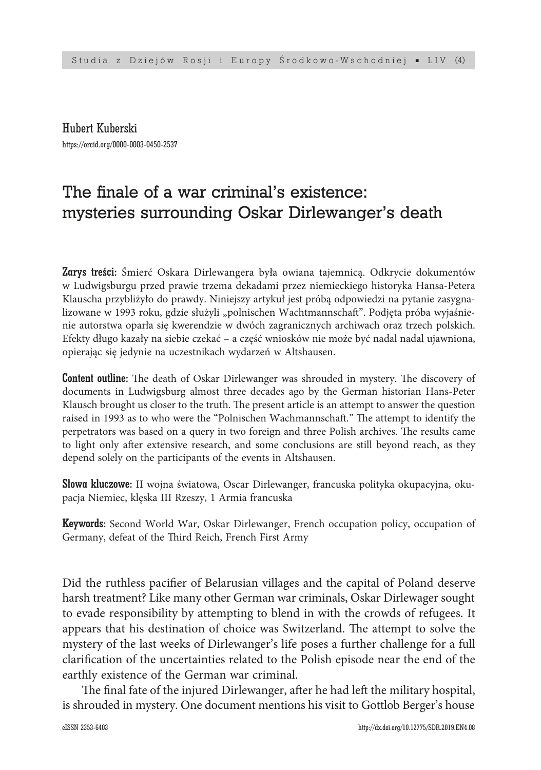Hubert Kuberski
https://orcid.org/0000-0003-0450-2537

# The finale of a war criminal's existence: mysteries surrounding Oskar Dirlewanger's death

**Zarys treści:** Śmierć Oskara Dirlewangera była owiana tajemnicą. Odkrycie dokumentów w Ludwigsburgu przed prawie trzema dekadami przez niemieckiego historyka Hansa-Petera Klauscha przybliżyło do prawdy. Niniejszy artykuł jest próbą odpowiedzi na pytanie zasygnalizowane w 1993 roku, gdzie służyli „polnischen Wachtmannschaft". Podjęta próba wyjaśnienie autorstwa oparła się kwerendzie w dwóch zagranicznych archiwach oraz trzech polskich. Efekty długo kazały na siebie czekać – a część wniosków nie może być nadal nadal ujawniona, opierając się jedynie na uczestnikach wydarzeń w Altshausen.

**Content outline:** The death of Oskar Dirlewanger was shrouded in mystery. The discovery of documents in Ludwigsburg almost three decades ago by the German historian Hans-Peter Klausch brought us closer to the truth. The present article is an attempt to answer the question raised in 1993 as to who were the "Polnischen Wachmannschaft." The attempt to identify the perpetrators was based on a query in two foreign and three Polish archives. The results came to light only after extensive research, and some conclusions are still beyond reach, as they depend solely on the participants of the events in Altshausen.

**Słowa kluczowe:** II wojna światowa, Oscar Dirlewanger, francuska polityka okupacyjna, okupacja Niemiec, klęska III Rzeszy, 1 Armia francuska

**Keywords:** Second World War, Oskar Dirlewanger, French occupation policy, occupation of Germany, defeat of the Third Reich, French First Army

Did the ruthless pacifier of Belarusian villages and the capital of Poland deserve harsh treatment? Like many other German war criminals, Oskar Dirlewager sought to evade responsibility by attempting to blend in with the crowds of refugees. It appears that his destination of choice was Switzerland. The attempt to solve the mystery of the last weeks of Dirlewanger's life poses a further challenge for a full clarification of the uncertainties related to the Polish episode near the end of the earthly existence of the German war criminal.

The final fate of the injured Dirlewanger, after he had left the military hospital, is shrouded in mystery. One document mentions his visit to Gottlob Berger's house

eISSN 2353-6403 http://dx.doi.org/10.12775/SDR.2019.EN4.08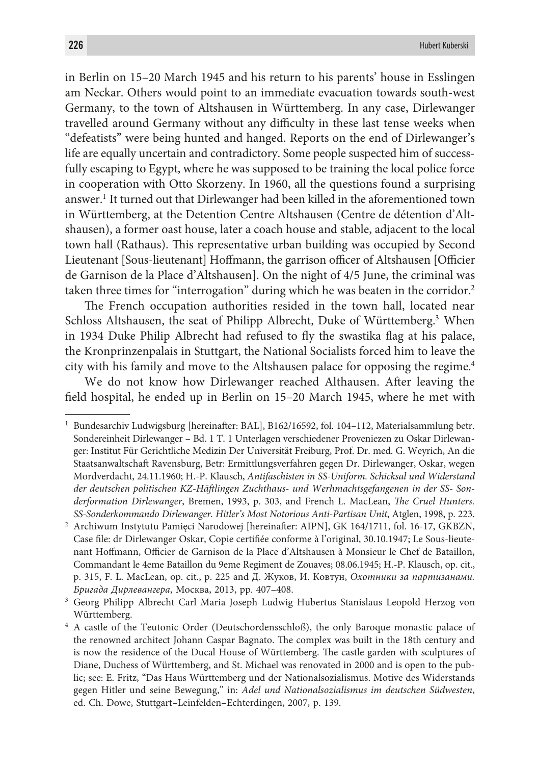in Berlin on 15–20 March 1945 and his return to his parents' house in Esslingen am Neckar. Others would point to an immediate evacuation towards south-west Germany, to the town of Altshausen in Württemberg. In any case, Dirlewanger travelled around Germany without any difficulty in these last tense weeks when "defeatists" were being hunted and hanged. Reports on the end of Dirlewanger's life are equally uncertain and contradictory. Some people suspected him of successfully escaping to Egypt, where he was supposed to be training the local police force in cooperation with Otto Skorzeny. In 1960, all the questions found a surprising answer.[1] It turned out that Dirlewanger had been killed in the aforementioned town in Württemberg, at the Detention Centre Altshausen (Centre de détention d'Altshausen), a former oast house, later a coach house and stable, adjacent to the local town hall (Rathaus). This representative urban building was occupied by Second Lieutenant [Sous-lieutenant] Hoffmann, the garrison officer of Altshausen [Officier de Garnison de la Place d'Altshausen]. On the night of 4/5 June, the criminal was taken three times for "interrogation" during which he was beaten in the corridor.[2]

The French occupation authorities resided in the town hall, located near Schloss Altshausen, the seat of Philipp Albrecht, Duke of Württemberg.[3] When in 1934 Duke Philip Albrecht had refused to fly the swastika flag at his palace, the Kronprinzenpalais in Stuttgart, the National Socialists forced him to leave the city with his family and move to the Altshausen palace for opposing the regime.[4]

We do not know how Dirlewanger reached Althausen. After leaving the field hospital, he ended up in Berlin on 15–20 March 1945, where he met with

---

[1] Bundesarchiv Ludwigsburg [hereinafter: BAL], B162/16592, fol. 104–112, Materialsammlung betr. Sondereinheit Dirlewanger – Bd. 1 T. 1 Unterlagen verschiedener Proveniezen zu Oskar Dirlewanger: Institut Für Gerichtliche Medizin Der Universität Freiburg, Prof. Dr. med. G. Weyrich, An die Staatsanwaltschaft Ravensburg, Betr: Ermittlungsverfahren gegen Dr. Dirlewanger, Oskar, wegen Mordverdacht, 24.11.1960; H.-P. Klausch, *Antifaschisten in SS-Uniform. Schicksal und Widerstand der deutschen politischen KZ-Häftlingen Zuchthaus- und Werhmachtsgefangenen in der SS- Sonderformation Dirlewanger*, Bremen, 1993, p. 303, and French L. MacLean, *The Cruel Hunters. SS-Sonderkommando Dirlewanger. Hitler's Most Notorious Anti-Partisan Unit*, Atglen, 1998, p. 223.

[2] Archiwum Instytutu Pamięci Narodowej [hereinafter: AIPN], GK 164/1711, fol. 16-17, GKBZN, Case file: dr Dirlewanger Oskar, Copie certifiée conforme à l'original, 30.10.1947; Le Sous-lieutenant Hoffmann, Officier de Garnison de la Place d'Altshausen à Monsieur le Chef de Bataillon, Commandant le 4eme Bataillon du 9eme Regiment de Zouaves; 08.06.1945; H.-P. Klausch, op. cit., p. 315, F. L. MacLean, op. cit., p. 225 and Д. Жуков, И. Ковтун, *Охотники за партизанами. Бригада Дирлевангера*, Москва, 2013, pp. 407–408.

[3] Georg Philipp Albrecht Carl Maria Joseph Ludwig Hubertus Stanislaus Leopold Herzog von Württemberg.

[4] A castle of the Teutonic Order (Deutschordensschloß), the only Baroque monastic palace of the renowned architect Johann Caspar Bagnato. The complex was built in the 18th century and is now the residence of the Ducal House of Württemberg. The castle garden with sculptures of Diane, Duchess of Württemberg, and St. Michael was renovated in 2000 and is open to the public; see: E. Fritz, "Das Haus Württemberg und der Nationalsozialismus. Motive des Widerstands gegen Hitler und seine Bewegung," in: *Adel und Nationalsozialismus im deutschen Südwesten*, ed. Ch. Dowe, Stuttgart–Leinfelden–Echterdingen, 2007, p. 139.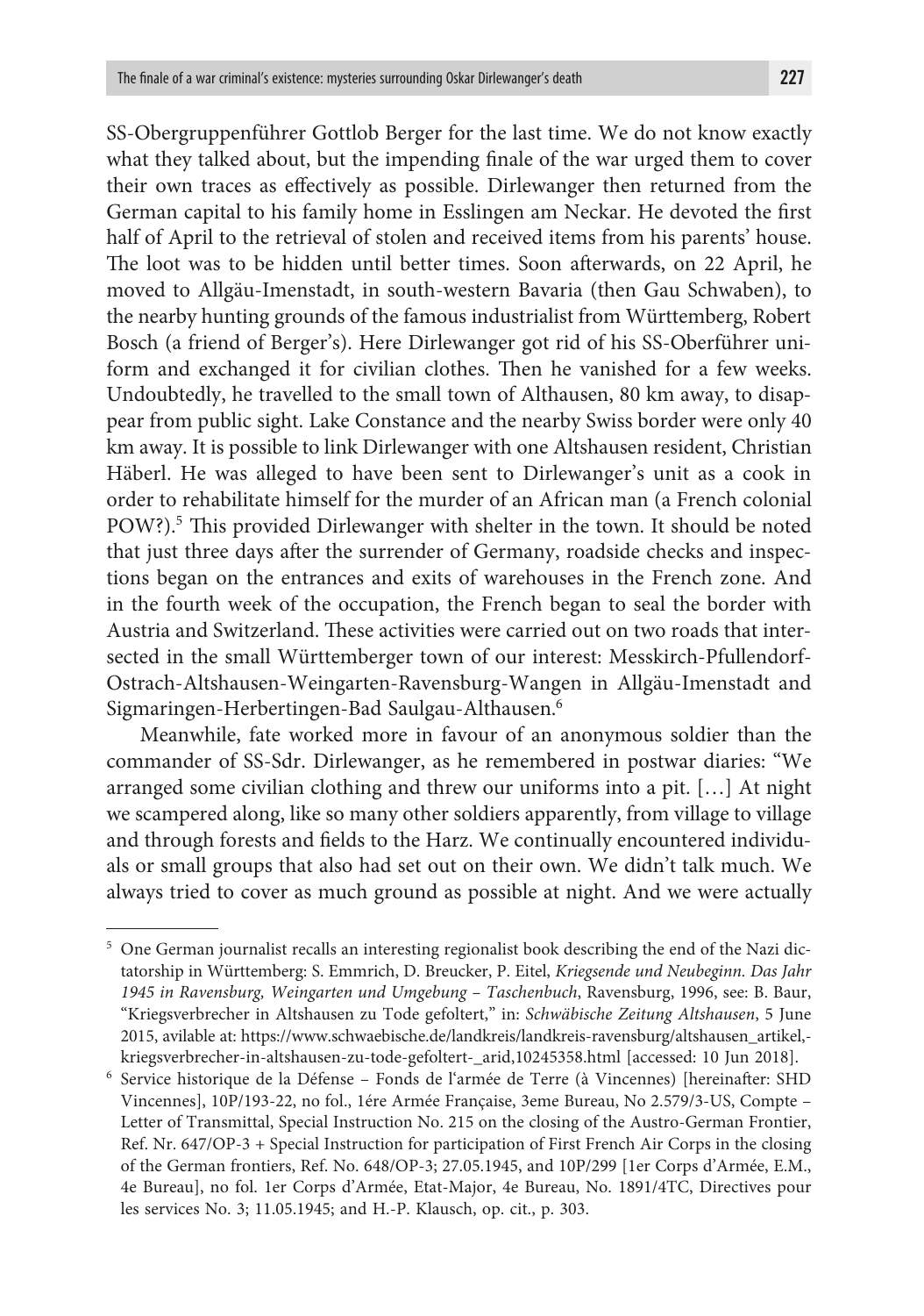SS-Obergruppenführer Gottlob Berger for the last time. We do not know exactly what they talked about, but the impending finale of the war urged them to cover their own traces as effectively as possible. Dirlewanger then returned from the German capital to his family home in Esslingen am Neckar. He devoted the first half of April to the retrieval of stolen and received items from his parents' house. The loot was to be hidden until better times. Soon afterwards, on 22 April, he moved to Allgäu-Imenstadt, in south-western Bavaria (then Gau Schwaben), to the nearby hunting grounds of the famous industrialist from Württemberg, Robert Bosch (a friend of Berger's). Here Dirlewanger got rid of his SS-Oberführer uniform and exchanged it for civilian clothes. Then he vanished for a few weeks. Undoubtedly, he travelled to the small town of Althausen, 80 km away, to disappear from public sight. Lake Constance and the nearby Swiss border were only 40 km away. It is possible to link Dirlewanger with one Altshausen resident, Christian Häberl. He was alleged to have been sent to Dirlewanger's unit as a cook in order to rehabilitate himself for the murder of an African man (a French colonial POW?).[5] This provided Dirlewanger with shelter in the town. It should be noted that just three days after the surrender of Germany, roadside checks and inspections began on the entrances and exits of warehouses in the French zone. And in the fourth week of the occupation, the French began to seal the border with Austria and Switzerland. These activities were carried out on two roads that intersected in the small Württemberger town of our interest: Messkirch-Pfullendorf-Ostrach-Altshausen-Weingarten-Ravensburg-Wangen in Allgäu-Imenstadt and Sigmaringen-Herbertingen-Bad Saulgau-Althausen.[6]

Meanwhile, fate worked more in favour of an anonymous soldier than the commander of SS-Sdr. Dirlewanger, as he remembered in postwar diaries: "We arranged some civilian clothing and threw our uniforms into a pit. […] At night we scampered along, like so many other soldiers apparently, from village to village and through forests and fields to the Harz. We continually encountered individuals or small groups that also had set out on their own. We didn't talk much. We always tried to cover as much ground as possible at night. And we were actually

---

[5] One German journalist recalls an interesting regionalist book describing the end of the Nazi dictatorship in Württemberg: S. Emmrich, D. Breucker, P. Eitel, *Kriegsende und Neubeginn. Das Jahr 1945 in Ravensburg, Weingarten und Umgebung – Taschenbuch*, Ravensburg, 1996, see: B. Baur, "Kriegsverbrecher in Altshausen zu Tode gefoltert," in: *Schwäbische Zeitung Altshausen*, 5 June 2015, avilable at: https://www.schwaebische.de/landkreis/landkreis-ravensburg/altshausen_artikel,-kriegsverbrecher-in-altshausen-zu-tode-gefoltert-_arid,10245358.html [accessed: 10 Jun 2018].

[6] Service historique de la Défense – Fonds de l'armée de Terre (à Vincennes) [hereinafter: SHD Vincennes], 10P/193-22, no fol., 1ére Armée Française, 3eme Bureau, No 2.579/3-US, Compte – Letter of Transmittal, Special Instruction No. 215 on the closing of the Austro-German Frontier, Ref. Nr. 647/OP-3 + Special Instruction for participation of First French Air Corps in the closing of the German frontiers, Ref. No. 648/OP-3; 27.05.1945, and 10P/299 [1er Corps d'Armée, E.M., 4e Bureau], no fol. 1er Corps d'Armée, Etat-Major, 4e Bureau, No. 1891/4TC, Directives pour les services No. 3; 11.05.1945; and H.-P. Klausch, op. cit., p. 303.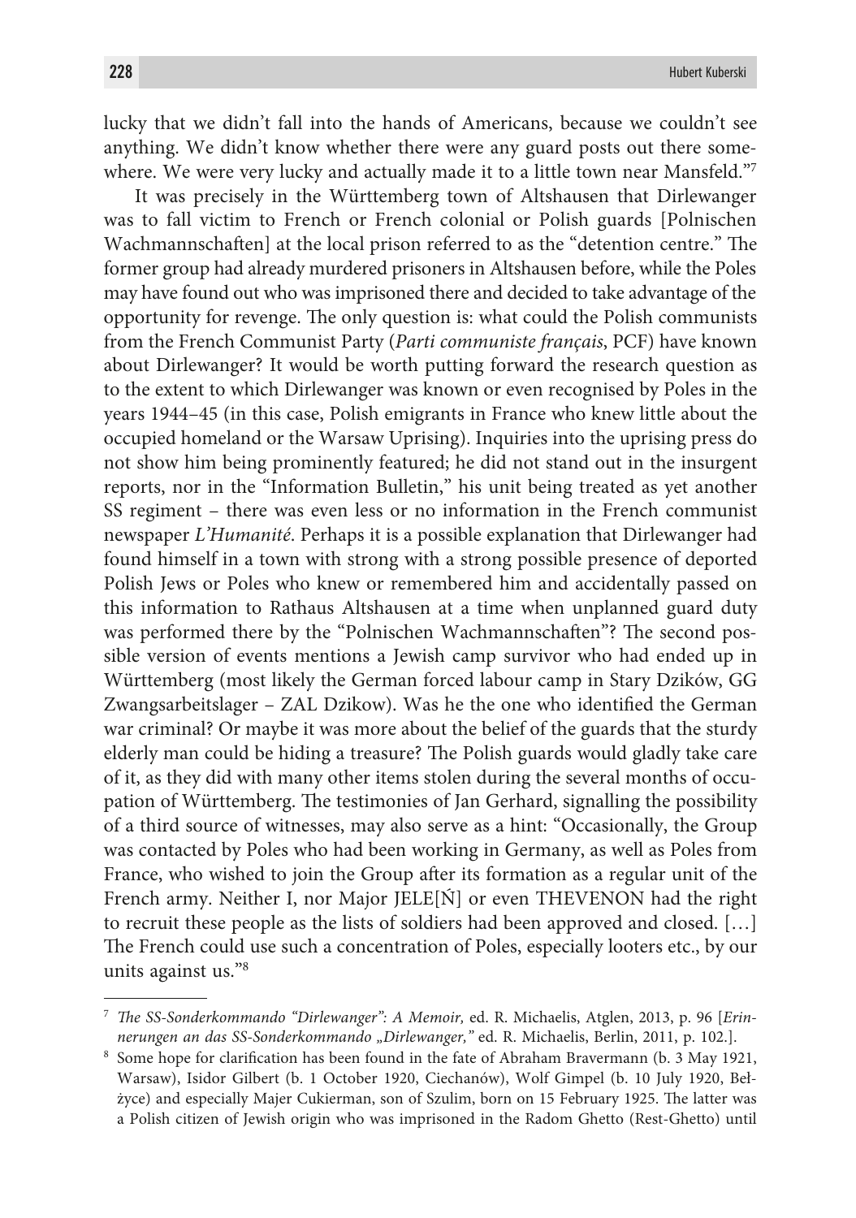lucky that we didn't fall into the hands of Americans, because we couldn't see anything. We didn't know whether there were any guard posts out there somewhere. We were very lucky and actually made it to a little town near Mansfeld."[7]

It was precisely in the Württemberg town of Altshausen that Dirlewanger was to fall victim to French or French colonial or Polish guards [Polnischen Wachmannschaften] at the local prison referred to as the "detention centre." The former group had already murdered prisoners in Altshausen before, while the Poles may have found out who was imprisoned there and decided to take advantage of the opportunity for revenge. The only question is: what could the Polish communists from the French Communist Party (*Parti communiste français*, PCF) have known about Dirlewanger? It would be worth putting forward the research question as to the extent to which Dirlewanger was known or even recognised by Poles in the years 1944–45 (in this case, Polish emigrants in France who knew little about the occupied homeland or the Warsaw Uprising). Inquiries into the uprising press do not show him being prominently featured; he did not stand out in the insurgent reports, nor in the "Information Bulletin," his unit being treated as yet another SS regiment – there was even less or no information in the French communist newspaper *L'Humanité*. Perhaps it is a possible explanation that Dirlewanger had found himself in a town with strong with a strong possible presence of deported Polish Jews or Poles who knew or remembered him and accidentally passed on this information to Rathaus Altshausen at a time when unplanned guard duty was performed there by the "Polnischen Wachmannschaften"? The second possible version of events mentions a Jewish camp survivor who had ended up in Württemberg (most likely the German forced labour camp in Stary Dzików, GG Zwangsarbeitslager – ZAL Dzikow). Was he the one who identified the German war criminal? Or maybe it was more about the belief of the guards that the sturdy elderly man could be hiding a treasure? The Polish guards would gladly take care of it, as they did with many other items stolen during the several months of occupation of Württemberg. The testimonies of Jan Gerhard, signalling the possibility of a third source of witnesses, may also serve as a hint: "Occasionally, the Group was contacted by Poles who had been working in Germany, as well as Poles from France, who wished to join the Group after its formation as a regular unit of the French army. Neither I, nor Major JELE[Ń] or even THEVENON had the right to recruit these people as the lists of soldiers had been approved and closed. […] The French could use such a concentration of Poles, especially looters etc., by our units against us."[8]

---

[7] *The SS-Sonderkommando "Dirlewanger": A Memoir,* ed. R. Michaelis, Atglen, 2013, p. 96 [*Erinnerungen an das SS-Sonderkommando „Dirlewanger,"* ed. R. Michaelis, Berlin, 2011, p. 102.].

[8] Some hope for clarification has been found in the fate of Abraham Bravermann (b. 3 May 1921, Warsaw), Isidor Gilbert (b. 1 October 1920, Ciechanów), Wolf Gimpel (b. 10 July 1920, Bełżyce) and especially Majer Cukierman, son of Szulim, born on 15 February 1925. The latter was a Polish citizen of Jewish origin who was imprisoned in the Radom Ghetto (Rest-Ghetto) until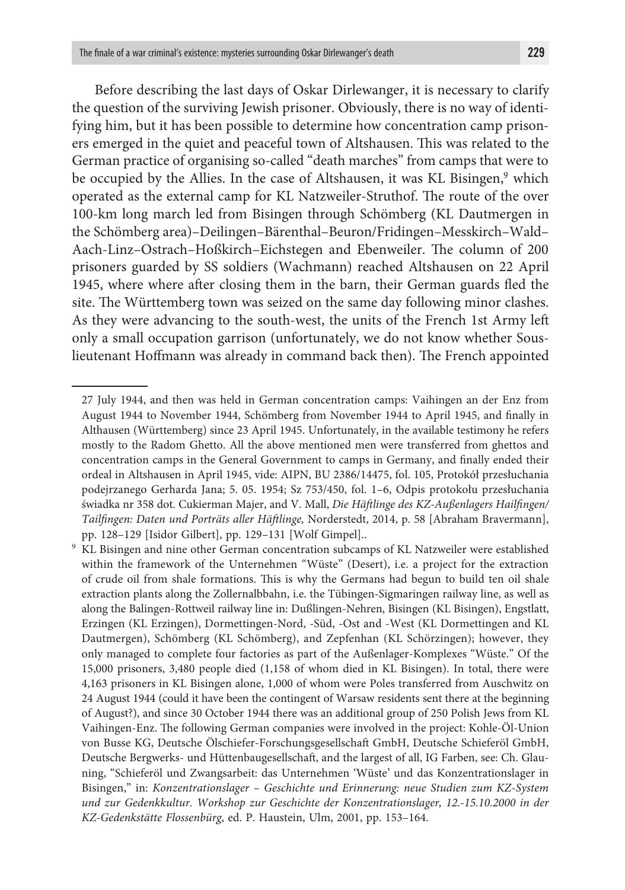Before describing the last days of Oskar Dirlewanger, it is necessary to clarify the question of the surviving Jewish prisoner. Obviously, there is no way of identifying him, but it has been possible to determine how concentration camp prisoners emerged in the quiet and peaceful town of Altshausen. This was related to the German practice of organising so-called "death marches" from camps that were to be occupied by the Allies. In the case of Altshausen, it was KL Bisingen,[9] which operated as the external camp for KL Natzweiler-Struthof. The route of the over 100-km long march led from Bisingen through Schömberg (KL Dautmergen in the Schömberg area)–Deilingen–Bärenthal–Beuron/Fridingen–Messkirch–Wald–Aach-Linz–Ostrach–Hoßkirch–Eichstegen and Ebenweiler. The column of 200 prisoners guarded by SS soldiers (Wachmann) reached Altshausen on 22 April 1945, where where after closing them in the barn, their German guards fled the site. The Württemberg town was seized on the same day following minor clashes. As they were advancing to the south-west, the units of the French 1st Army left only a small occupation garrison (unfortunately, we do not know whether Sous-lieutenant Hoffmann was already in command back then). The French appointed

---

27 July 1944, and then was held in German concentration camps: Vaihingen an der Enz from August 1944 to November 1944, Schömberg from November 1944 to April 1945, and finally in Althausen (Württemberg) since 23 April 1945. Unfortunately, in the available testimony he refers mostly to the Radom Ghetto. All the above mentioned men were transferred from ghettos and concentration camps in the General Government to camps in Germany, and finally ended their ordeal in Altshausen in April 1945, vide: AIPN, BU 2386/14475, fol. 105, Protokół przesłuchania podejrzanego Gerharda Jana; 5. 05. 1954; Sz 753/450, fol. 1–6, Odpis protokołu przesłuchania świadka nr 358 dot. Cukierman Majer, and V. Mall, *Die Häftlinge des KZ-Außenlagers Hailfingen/Tailfingen: Daten und Porträts aller Häftlinge,* Norderstedt, 2014, p. 58 [Abraham Bravermann], pp. 128–129 [Isidor Gilbert], pp. 129–131 [Wolf Gimpel]..

[9] KL Bisingen and nine other German concentration subcamps of KL Natzweiler were established within the framework of the Unternehmen "Wüste" (Desert), i.e. a project for the extraction of crude oil from shale formations. This is why the Germans had begun to build ten oil shale extraction plants along the Zollernalbbahn, i.e. the Tübingen-Sigmaringen railway line, as well as along the Balingen-Rottweil railway line in: Dußlingen-Nehren, Bisingen (KL Bisingen), Engstlatt, Erzingen (KL Erzingen), Dormettingen-Nord, -Süd, -Ost and -West (KL Dormettingen and KL Dautmergen), Schömberg (KL Schömberg), and Zepfenhan (KL Schörzingen); however, they only managed to complete four factories as part of the Außenlager-Komplexes "Wüste." Of the 15,000 prisoners, 3,480 people died (1,158 of whom died in KL Bisingen). In total, there were 4,163 prisoners in KL Bisingen alone, 1,000 of whom were Poles transferred from Auschwitz on 24 August 1944 (could it have been the contingent of Warsaw residents sent there at the beginning of August?), and since 30 October 1944 there was an additional group of 250 Polish Jews from KL Vaihingen-Enz. The following German companies were involved in the project: Kohle-Öl-Union von Busse KG, Deutsche Ölschiefer-Forschungsgesellschaft GmbH, Deutsche Schieferöl GmbH, Deutsche Bergwerks- und Hüttenbaugesellschaft, and the largest of all, IG Farben, see: Ch. Glauning, "Schieferöl und Zwangsarbeit: das Unternehmen 'Wüste' und das Konzentrationslager in Bisingen," in: *Konzentrationslager – Geschichte und Erinnerung: neue Studien zum KZ-System und zur Gedenkkultur. Workshop zur Geschichte der Konzentrationslager, 12.-15.10.2000 in der KZ-Gedenkstätte Flossenbürg*, ed. P. Haustein, Ulm, 2001, pp. 153–164.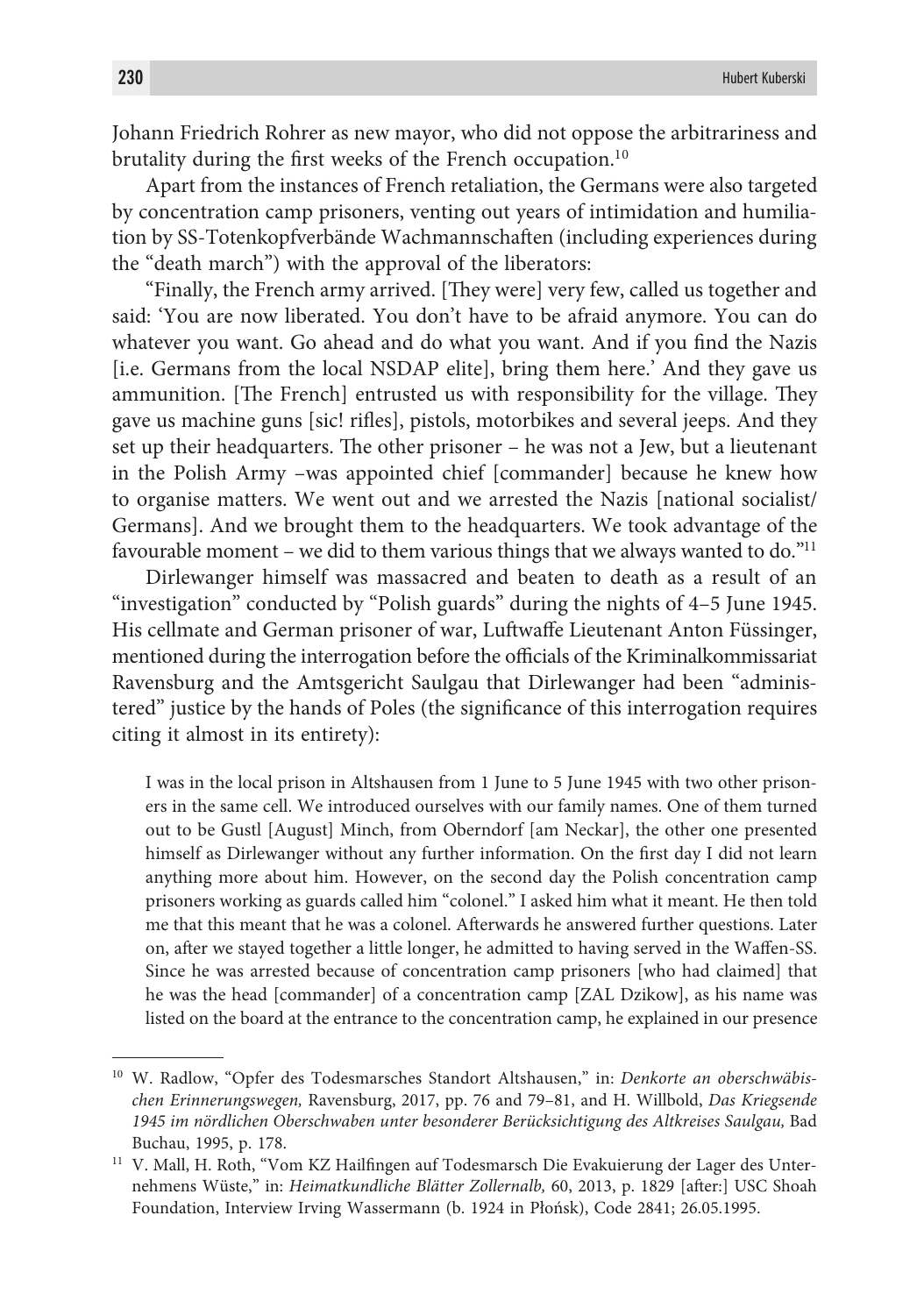Johann Friedrich Rohrer as new mayor, who did not oppose the arbitrariness and brutality during the first weeks of the French occupation.[10]

Apart from the instances of French retaliation, the Germans were also targeted by concentration camp prisoners, venting out years of intimidation and humiliation by SS-Totenkopfverbände Wachmannschaften (including experiences during the "death march") with the approval of the liberators:

"Finally, the French army arrived. [They were] very few, called us together and said: 'You are now liberated. You don't have to be afraid anymore. You can do whatever you want. Go ahead and do what you want. And if you find the Nazis [i.e. Germans from the local NSDAP elite], bring them here.' And they gave us ammunition. [The French] entrusted us with responsibility for the village. They gave us machine guns [sic! rifles], pistols, motorbikes and several jeeps. And they set up their headquarters. The other prisoner – he was not a Jew, but a lieutenant in the Polish Army –was appointed chief [commander] because he knew how to organise matters. We went out and we arrested the Nazis [national socialist/ Germans]. And we brought them to the headquarters. We took advantage of the favourable moment – we did to them various things that we always wanted to do."[11]

Dirlewanger himself was massacred and beaten to death as a result of an "investigation" conducted by "Polish guards" during the nights of 4–5 June 1945. His cellmate and German prisoner of war, Luftwaffe Lieutenant Anton Füssinger, mentioned during the interrogation before the officials of the Kriminalkommissariat Ravensburg and the Amtsgericht Saulgau that Dirlewanger had been "administered" justice by the hands of Poles (the significance of this interrogation requires citing it almost in its entirety):

> I was in the local prison in Altshausen from 1 June to 5 June 1945 with two other prisoners in the same cell. We introduced ourselves with our family names. One of them turned out to be Gustl [August] Minch, from Oberndorf [am Neckar], the other one presented himself as Dirlewanger without any further information. On the first day I did not learn anything more about him. However, on the second day the Polish concentration camp prisoners working as guards called him "colonel." I asked him what it meant. He then told me that this meant that he was a colonel. Afterwards he answered further questions. Later on, after we stayed together a little longer, he admitted to having served in the Waffen-SS. Since he was arrested because of concentration camp prisoners [who had claimed] that he was the head [commander] of a concentration camp [ZAL Dzikow], as his name was listed on the board at the entrance to the concentration camp, he explained in our presence

---

[10] W. Radlow, "Opfer des Todesmarsches Standort Altshausen," in: *Denkorte an oberschwäbischen Erinnerungswegen,* Ravensburg, 2017, pp. 76 and 79–81, and H. Willbold, *Das Kriegsende 1945 im nördlichen Oberschwaben unter besonderer Berücksichtigung des Altkreises Saulgau,* Bad Buchau, 1995, p. 178.

[11] V. Mall, H. Roth, "Vom KZ Hailfingen auf Todesmarsch Die Evakuierung der Lager des Unternehmens Wüste," in: *Heimatkundliche Blätter Zollernalb,* 60, 2013, p. 1829 [after:] USC Shoah Foundation, Interview Irving Wassermann (b. 1924 in Płońsk), Code 2841; 26.05.1995.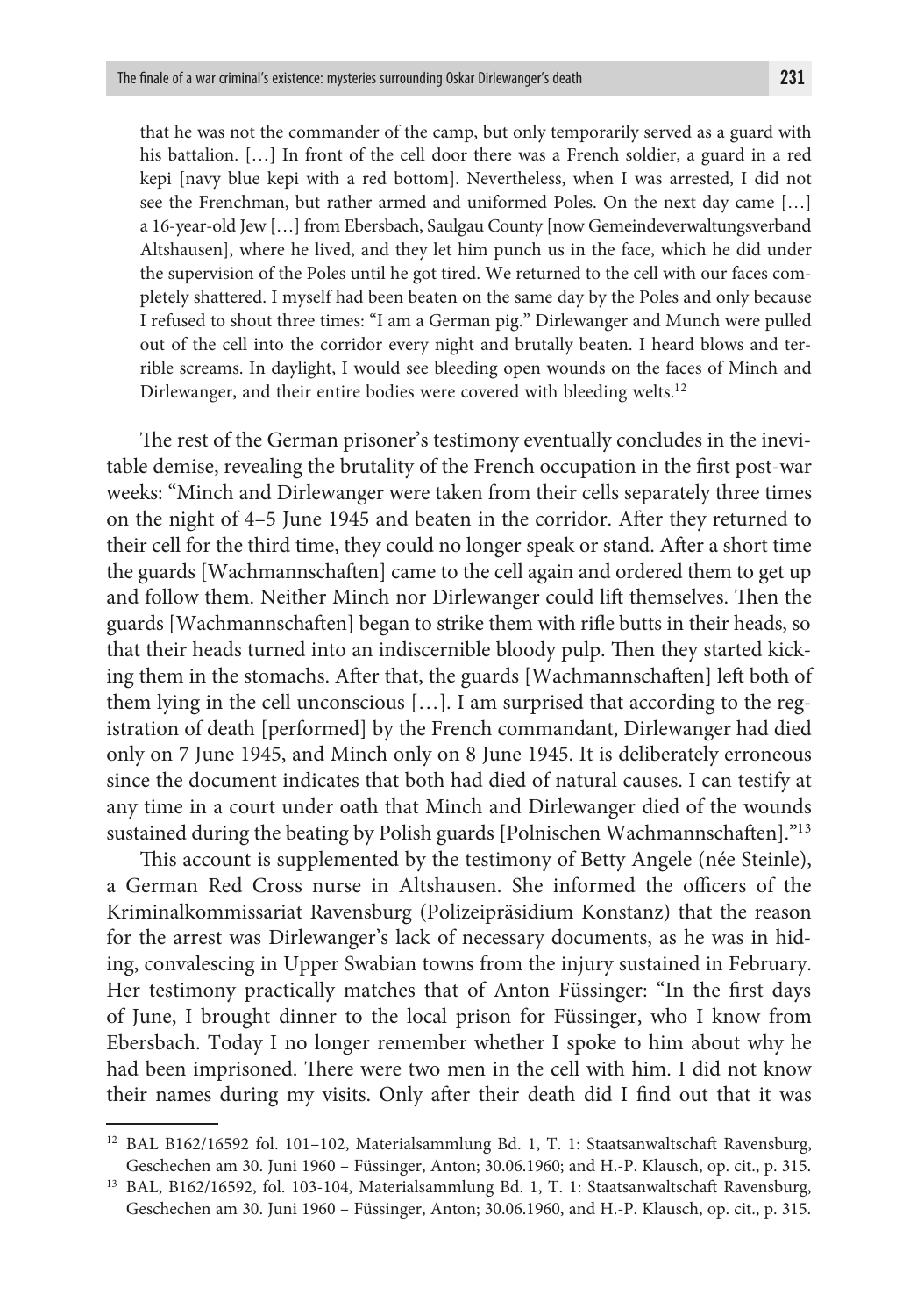> that he was not the commander of the camp, but only temporarily served as a guard with his battalion. […] In front of the cell door there was a French soldier, a guard in a red kepi [navy blue kepi with a red bottom]. Nevertheless, when I was arrested, I did not see the Frenchman, but rather armed and uniformed Poles. On the next day came […] a 16-year-old Jew […] from Ebersbach, Saulgau County [now Gemeindeverwaltungsverband Altshausen], where he lived, and they let him punch us in the face, which he did under the supervision of the Poles until he got tired. We returned to the cell with our faces completely shattered. I myself had been beaten on the same day by the Poles and only because I refused to shout three times: "I am a German pig." Dirlewanger and Munch were pulled out of the cell into the corridor every night and brutally beaten. I heard blows and terrible screams. In daylight, I would see bleeding open wounds on the faces of Minch and Dirlewanger, and their entire bodies were covered with bleeding welts.[12]

The rest of the German prisoner's testimony eventually concludes in the inevitable demise, revealing the brutality of the French occupation in the first post-war weeks: "Minch and Dirlewanger were taken from their cells separately three times on the night of 4–5 June 1945 and beaten in the corridor. After they returned to their cell for the third time, they could no longer speak or stand. After a short time the guards [Wachmannschaften] came to the cell again and ordered them to get up and follow them. Neither Minch nor Dirlewanger could lift themselves. Then the guards [Wachmannschaften] began to strike them with rifle butts in their heads, so that their heads turned into an indiscernible bloody pulp. Then they started kicking them in the stomachs. After that, the guards [Wachmannschaften] left both of them lying in the cell unconscious […]. I am surprised that according to the registration of death [performed] by the French commandant, Dirlewanger had died only on 7 June 1945, and Minch only on 8 June 1945. It is deliberately erroneous since the document indicates that both had died of natural causes. I can testify at any time in a court under oath that Minch and Dirlewanger died of the wounds sustained during the beating by Polish guards [Polnischen Wachmannschaften]."[13]

This account is supplemented by the testimony of Betty Angele (née Steinle), a German Red Cross nurse in Altshausen. She informed the officers of the Kriminalkommissariat Ravensburg (Polizeipräsidium Konstanz) that the reason for the arrest was Dirlewanger's lack of necessary documents, as he was in hiding, convalescing in Upper Swabian towns from the injury sustained in February. Her testimony practically matches that of Anton Füssinger: "In the first days of June, I brought dinner to the local prison for Füssinger, who I know from Ebersbach. Today I no longer remember whether I spoke to him about why he had been imprisoned. There were two men in the cell with him. I did not know their names during my visits. Only after their death did I find out that it was

---

[12] BAL B162/16592 fol. 101–102, Materialsammlung Bd. 1, T. 1: Staatsanwaltschaft Ravensburg, Geschechen am 30. Juni 1960 – Füssinger, Anton; 30.06.1960; and H.-P. Klausch, op. cit., p. 315.

[13] BAL, B162/16592, fol. 103-104, Materialsammlung Bd. 1, T. 1: Staatsanwaltschaft Ravensburg, Geschechen am 30. Juni 1960 – Füssinger, Anton; 30.06.1960, and H.-P. Klausch, op. cit., p. 315.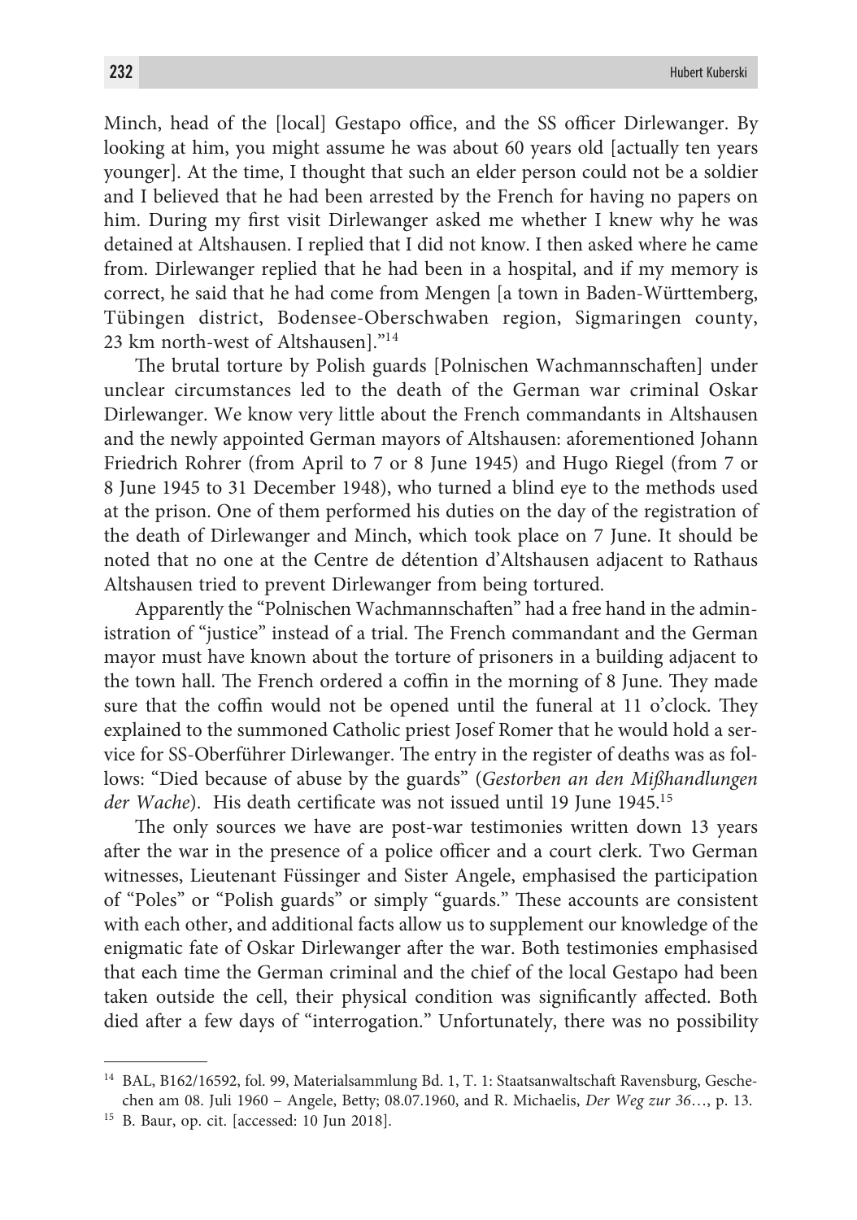Minch, head of the [local] Gestapo office, and the SS officer Dirlewanger. By looking at him, you might assume he was about 60 years old [actually ten years younger]. At the time, I thought that such an elder person could not be a soldier and I believed that he had been arrested by the French for having no papers on him. During my first visit Dirlewanger asked me whether I knew why he was detained at Altshausen. I replied that I did not know. I then asked where he came from. Dirlewanger replied that he had been in a hospital, and if my memory is correct, he said that he had come from Mengen [a town in Baden-Württemberg, Tübingen district, Bodensee-Oberschwaben region, Sigmaringen county, 23 km north-west of Altshausen]."[14]

The brutal torture by Polish guards [Polnischen Wachmannschaften] under unclear circumstances led to the death of the German war criminal Oskar Dirlewanger. We know very little about the French commandants in Altshausen and the newly appointed German mayors of Altshausen: aforementioned Johann Friedrich Rohrer (from April to 7 or 8 June 1945) and Hugo Riegel (from 7 or 8 June 1945 to 31 December 1948), who turned a blind eye to the methods used at the prison. One of them performed his duties on the day of the registration of the death of Dirlewanger and Minch, which took place on 7 June. It should be noted that no one at the Centre de détention d'Altshausen adjacent to Rathaus Altshausen tried to prevent Dirlewanger from being tortured.

Apparently the "Polnischen Wachmannschaften" had a free hand in the administration of "justice" instead of a trial. The French commandant and the German mayor must have known about the torture of prisoners in a building adjacent to the town hall. The French ordered a coffin in the morning of 8 June. They made sure that the coffin would not be opened until the funeral at 11 o'clock. They explained to the summoned Catholic priest Josef Romer that he would hold a service for SS-Oberführer Dirlewanger. The entry in the register of deaths was as follows: "Died because of abuse by the guards" (*Gestorben an den Mißhandlungen der Wache*). His death certificate was not issued until 19 June 1945.[15]

The only sources we have are post-war testimonies written down 13 years after the war in the presence of a police officer and a court clerk. Two German witnesses, Lieutenant Füssinger and Sister Angele, emphasised the participation of "Poles" or "Polish guards" or simply "guards." These accounts are consistent with each other, and additional facts allow us to supplement our knowledge of the enigmatic fate of Oskar Dirlewanger after the war. Both testimonies emphasised that each time the German criminal and the chief of the local Gestapo had been taken outside the cell, their physical condition was significantly affected. Both died after a few days of "interrogation." Unfortunately, there was no possibility

---

[14] BAL, B162/16592, fol. 99, Materialsammlung Bd. 1, T. 1: Staatsanwaltschaft Ravensburg, Geschechen am 08. Juli 1960 – Angele, Betty; 08.07.1960, and R. Michaelis, *Der Weg zur 36*…, p. 13.

[15] B. Baur, op. cit. [accessed: 10 Jun 2018].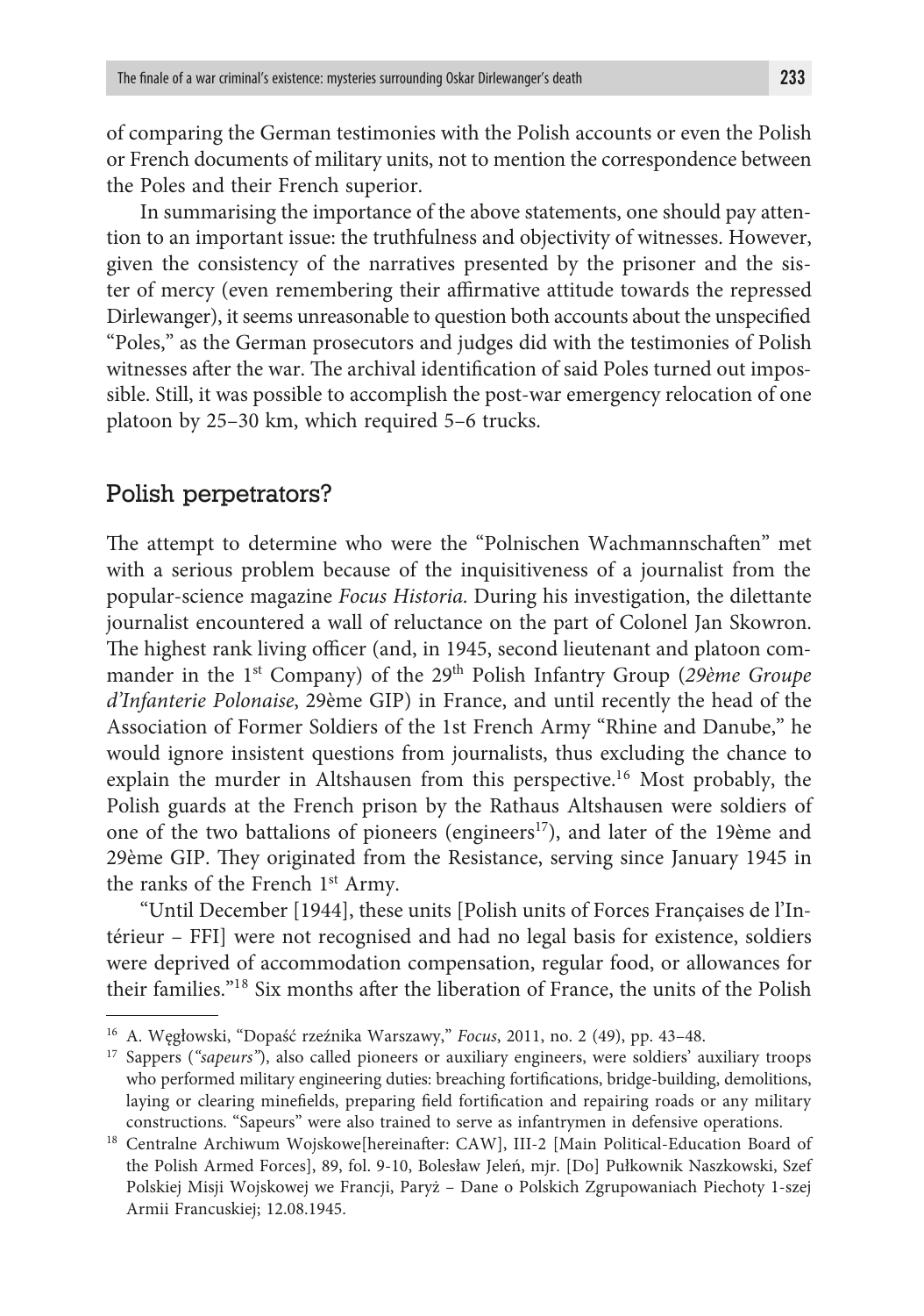of comparing the German testimonies with the Polish accounts or even the Polish or French documents of military units, not to mention the correspondence between the Poles and their French superior.

In summarising the importance of the above statements, one should pay attention to an important issue: the truthfulness and objectivity of witnesses. However, given the consistency of the narratives presented by the prisoner and the sister of mercy (even remembering their affirmative attitude towards the repressed Dirlewanger), it seems unreasonable to question both accounts about the unspecified "Poles," as the German prosecutors and judges did with the testimonies of Polish witnesses after the war. The archival identification of said Poles turned out impossible. Still, it was possible to accomplish the post-war emergency relocation of one platoon by 25–30 km, which required 5–6 trucks.

## Polish perpetrators?

The attempt to determine who were the "Polnischen Wachmannschaften" met with a serious problem because of the inquisitiveness of a journalist from the popular-science magazine *Focus Historia*. During his investigation, the dilettante journalist encountered a wall of reluctance on the part of Colonel Jan Skowron. The highest rank living officer (and, in 1945, second lieutenant and platoon commander in the 1st Company) of the 29th Polish Infantry Group (*29ème Groupe d'Infanterie Polonaise*, 29ème GIP) in France, and until recently the head of the Association of Former Soldiers of the 1st French Army "Rhine and Danube," he would ignore insistent questions from journalists, thus excluding the chance to explain the murder in Altshausen from this perspective.[16] Most probably, the Polish guards at the French prison by the Rathaus Altshausen were soldiers of one of the two battalions of pioneers (engineers[17]), and later of the 19ème and 29ème GIP. They originated from the Resistance, serving since January 1945 in the ranks of the French 1st Army.

"Until December [1944], these units [Polish units of Forces Françaises de l'Intérieur – FFI] were not recognised and had no legal basis for existence, soldiers were deprived of accommodation compensation, regular food, or allowances for their families."[18] Six months after the liberation of France, the units of the Polish

---

[16] A. Węgłowski, "Dopaść rzeźnika Warszawy," *Focus*, 2011, no. 2 (49), pp. 43–48.

[17] Sappers (*"sapeurs"*), also called pioneers or auxiliary engineers, were soldiers' auxiliary troops who performed military engineering duties: breaching fortifications, bridge-building, demolitions, laying or clearing minefields, preparing field fortification and repairing roads or any military constructions. "Sapeurs" were also trained to serve as infantrymen in defensive operations.

[18] Centralne Archiwum Wojskowe[hereinafter: CAW], III-2 [Main Political-Education Board of the Polish Armed Forces], 89, fol. 9-10, Bolesław Jeleń, mjr. [Do] Pułkownik Naszkowski, Szef Polskiej Misji Wojskowej we Francji, Paryż – Dane o Polskich Zgrupowaniach Piechoty 1-szej Armii Francuskiej; 12.08.1945.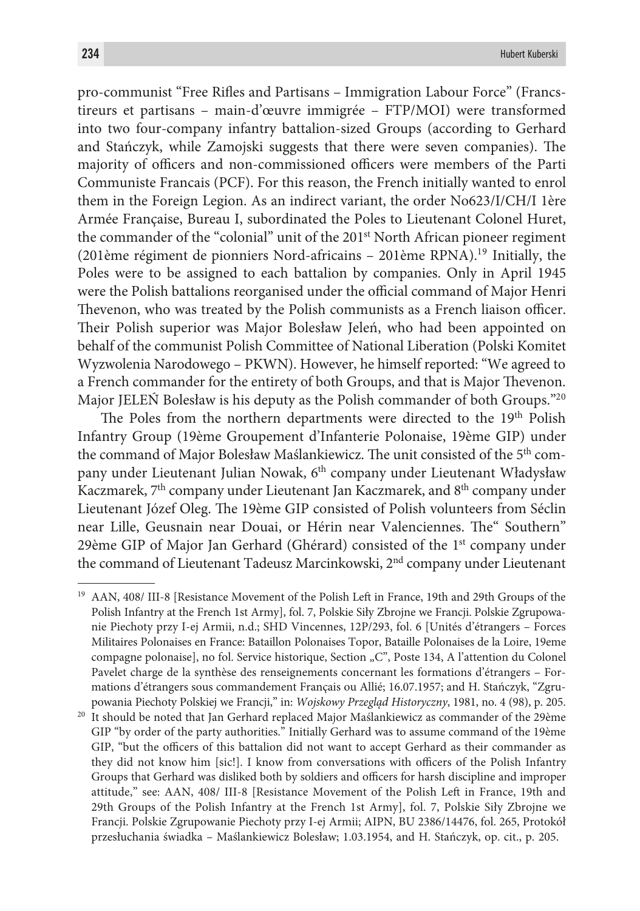pro-communist "Free Rifles and Partisans – Immigration Labour Force" (Francs-tireurs et partisans – main-d'œuvre immigrée – FTP/MOI) were transformed into two four-company infantry battalion-sized Groups (according to Gerhard and Stańczyk, while Zamojski suggests that there were seven companies). The majority of officers and non-commissioned officers were members of the Parti Communiste Francais (PCF). For this reason, the French initially wanted to enrol them in the Foreign Legion. As an indirect variant, the order No623/I/CH/I 1ère Armée Française, Bureau I, subordinated the Poles to Lieutenant Colonel Huret, the commander of the "colonial" unit of the 201st North African pioneer regiment (201ème régiment de pionniers Nord-africains – 201ème RPNA).[19] Initially, the Poles were to be assigned to each battalion by companies. Only in April 1945 were the Polish battalions reorganised under the official command of Major Henri Thevenon, who was treated by the Polish communists as a French liaison officer. Their Polish superior was Major Bolesław Jeleń, who had been appointed on behalf of the communist Polish Committee of National Liberation (Polski Komitet Wyzwolenia Narodowego – PKWN). However, he himself reported: "We agreed to a French commander for the entirety of both Groups, and that is Major Thevenon. Major JELEŃ Bolesław is his deputy as the Polish commander of both Groups."[20]

The Poles from the northern departments were directed to the 19th Polish Infantry Group (19ème Groupement d'Infanterie Polonaise, 19ème GIP) under the command of Major Bolesław Maślankiewicz. The unit consisted of the 5th company under Lieutenant Julian Nowak, 6th company under Lieutenant Władysław Kaczmarek, 7th company under Lieutenant Jan Kaczmarek, and 8th company under Lieutenant Józef Oleg. The 19ème GIP consisted of Polish volunteers from Séclin near Lille, Geusnain near Douai, or Hérin near Valenciennes. The" Southern" 29ème GIP of Major Jan Gerhard (Ghérard) consisted of the 1st company under the command of Lieutenant Tadeusz Marcinkowski, 2nd company under Lieutenant

---

[19] AAN, 408/ III-8 [Resistance Movement of the Polish Left in France, 19th and 29th Groups of the Polish Infantry at the French 1st Army], fol. 7, Polskie Siły Zbrojne we Francji. Polskie Zgrupowanie Piechoty przy I-ej Armii, n.d.; SHD Vincennes, 12P/293, fol. 6 [Unités d'étrangers – Forces Militaires Polonaises en France: Bataillon Polonaises Topor, Bataille Polonaises de la Loire, 19eme compagne polonaise], no fol. Service historique, Section „C", Poste 134, A l'attention du Colonel Pavelet charge de la synthèse des renseignements concernant les formations d'étrangers – Formations d'étrangers sous commandement Français ou Allié; 16.07.1957; and H. Stańczyk, "Zgrupowania Piechoty Polskiej we Francji," in: *Wojskowy Przegląd Historyczny*, 1981, no. 4 (98), p. 205.

[20] It should be noted that Jan Gerhard replaced Major Maślankiewicz as commander of the 29ème GIP "by order of the party authorities." Initially Gerhard was to assume command of the 19ème GIP, "but the officers of this battalion did not want to accept Gerhard as their commander as they did not know him [sic!]. I know from conversations with officers of the Polish Infantry Groups that Gerhard was disliked both by soldiers and officers for harsh discipline and improper attitude," see: AAN, 408/ III-8 [Resistance Movement of the Polish Left in France, 19th and 29th Groups of the Polish Infantry at the French 1st Army], fol. 7, Polskie Siły Zbrojne we Francji. Polskie Zgrupowanie Piechoty przy I-ej Armii; AIPN, BU 2386/14476, fol. 265, Protokół przesłuchania świadka – Maślankiewicz Bolesław; 1.03.1954, and H. Stańczyk, op. cit., p. 205.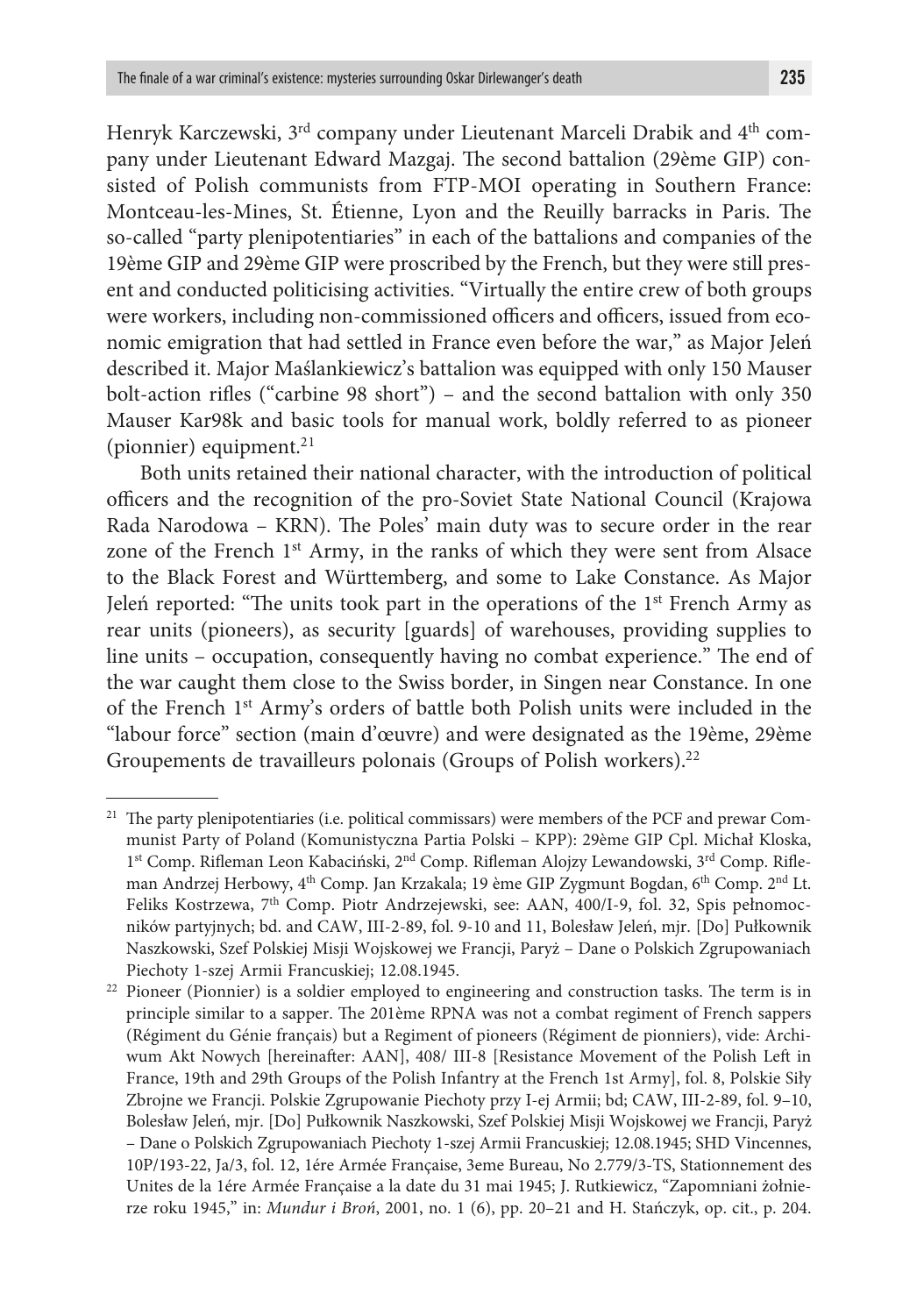Henryk Karczewski, 3rd company under Lieutenant Marceli Drabik and 4th company under Lieutenant Edward Mazgaj. The second battalion (29ème GIP) consisted of Polish communists from FTP-MOI operating in Southern France: Montceau-les-Mines, St. Étienne, Lyon and the Reuilly barracks in Paris. The so-called "party plenipotentiaries" in each of the battalions and companies of the 19ème GIP and 29ème GIP were proscribed by the French, but they were still present and conducted politicising activities. "Virtually the entire crew of both groups were workers, including non-commissioned officers and officers, issued from economic emigration that had settled in France even before the war," as Major Jeleń described it. Major Maślankiewicz's battalion was equipped with only 150 Mauser bolt-action rifles ("carbine 98 short") – and the second battalion with only 350 Mauser Kar98k and basic tools for manual work, boldly referred to as pioneer (pionnier) equipment.[21]

Both units retained their national character, with the introduction of political officers and the recognition of the pro-Soviet State National Council (Krajowa Rada Narodowa – KRN). The Poles' main duty was to secure order in the rear zone of the French 1st Army, in the ranks of which they were sent from Alsace to the Black Forest and Württemberg, and some to Lake Constance. As Major Jeleń reported: "The units took part in the operations of the 1st French Army as rear units (pioneers), as security [guards] of warehouses, providing supplies to line units – occupation, consequently having no combat experience." The end of the war caught them close to the Swiss border, in Singen near Constance. In one of the French 1st Army's orders of battle both Polish units were included in the "labour force" section (main d'œuvre) and were designated as the 19ème, 29ème Groupements de travailleurs polonais (Groups of Polish workers).[22]

---

[21] The party plenipotentiaries (i.e. political commissars) were members of the PCF and prewar Communist Party of Poland (Komunistyczna Partia Polski – KPP): 29ème GIP Cpl. Michał Kloska, 1st Comp. Rifleman Leon Kabaciński, 2nd Comp. Rifleman Alojzy Lewandowski, 3rd Comp. Rifleman Andrzej Herbowy, 4th Comp. Jan Krzakala; 19 ème GIP Zygmunt Bogdan, 6th Comp. 2nd Lt. Feliks Kostrzewa, 7th Comp. Piotr Andrzejewski, see: AAN, 400/I-9, fol. 32, Spis pełnomocników partyjnych; bd. and CAW, III-2-89, fol. 9-10 and 11, Bolesław Jeleń, mjr. [Do] Pułkownik Naszkowski, Szef Polskiej Misji Wojskowej we Francji, Paryż – Dane o Polskich Zgrupowaniach Piechoty 1-szej Armii Francuskiej; 12.08.1945.

[22] Pioneer (Pionnier) is a soldier employed to engineering and construction tasks. The term is in principle similar to a sapper. The 201ème RPNA was not a combat regiment of French sappers (Régiment du Génie français) but a Regiment of pioneers (Régiment de pionniers), vide: Archiwum Akt Nowych [hereinafter: AAN], 408/ III-8 [Resistance Movement of the Polish Left in France, 19th and 29th Groups of the Polish Infantry at the French 1st Army], fol. 8, Polskie Siły Zbrojne we Francji. Polskie Zgrupowanie Piechoty przy I-ej Armii; bd; CAW, III-2-89, fol. 9–10, Bolesław Jeleń, mjr. [Do] Pułkownik Naszkowski, Szef Polskiej Misji Wojskowej we Francji, Paryż – Dane o Polskich Zgrupowaniach Piechoty 1-szej Armii Francuskiej; 12.08.1945; SHD Vincennes, 10P/193-22, Ja/3, fol. 12, 1ére Armée Française, 3eme Bureau, No 2.779/3-TS, Stationnement des Unites de la 1ére Armée Française a la date du 31 mai 1945; J. Rutkiewicz, "Zapomniani żołnierze roku 1945," in: *Mundur i Broń*, 2001, no. 1 (6), pp. 20–21 and H. Stańczyk, op. cit., p. 204.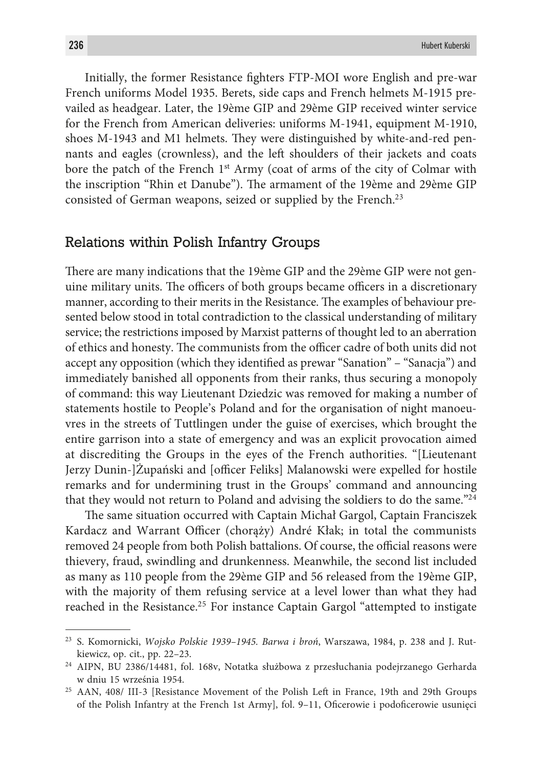Initially, the former Resistance fighters FTP-MOI wore English and pre-war French uniforms Model 1935. Berets, side caps and French helmets M-1915 prevailed as headgear. Later, the 19ème GIP and 29ème GIP received winter service for the French from American deliveries: uniforms M-1941, equipment M-1910, shoes M-1943 and M1 helmets. They were distinguished by white-and-red pennants and eagles (crownless), and the left shoulders of their jackets and coats bore the patch of the French 1st Army (coat of arms of the city of Colmar with the inscription "Rhin et Danube"). The armament of the 19ème and 29ème GIP consisted of German weapons, seized or supplied by the French.[23]

## Relations within Polish Infantry Groups

There are many indications that the 19ème GIP and the 29ème GIP were not genuine military units. The officers of both groups became officers in a discretionary manner, according to their merits in the Resistance. The examples of behaviour presented below stood in total contradiction to the classical understanding of military service; the restrictions imposed by Marxist patterns of thought led to an aberration of ethics and honesty. The communists from the officer cadre of both units did not accept any opposition (which they identified as prewar "Sanation" – "Sanacja") and immediately banished all opponents from their ranks, thus securing a monopoly of command: this way Lieutenant Dziedzic was removed for making a number of statements hostile to People's Poland and for the organisation of night manoeuvres in the streets of Tuttlingen under the guise of exercises, which brought the entire garrison into a state of emergency and was an explicit provocation aimed at discrediting the Groups in the eyes of the French authorities. "[Lieutenant Jerzy Dunin-]Żupański and [officer Feliks] Malanowski were expelled for hostile remarks and for undermining trust in the Groups' command and announcing that they would not return to Poland and advising the soldiers to do the same."[24]

The same situation occurred with Captain Michał Gargol, Captain Franciszek Kardacz and Warrant Officer (chorąży) André Kłak; in total the communists removed 24 people from both Polish battalions. Of course, the official reasons were thievery, fraud, swindling and drunkenness. Meanwhile, the second list included as many as 110 people from the 29ème GIP and 56 released from the 19ème GIP, with the majority of them refusing service at a level lower than what they had reached in the Resistance.[25] For instance Captain Gargol "attempted to instigate

---

[23] S. Komornicki, *Wojsko Polskie 1939–1945. Barwa i broń*, Warszawa, 1984, p. 238 and J. Rutkiewicz, op. cit., pp. 22–23.

[24] AIPN, BU 2386/14481, fol. 168v, Notatka służbowa z przesłuchania podejrzanego Gerharda w dniu 15 września 1954.

[25] AAN, 408/ III-3 [Resistance Movement of the Polish Left in France, 19th and 29th Groups of the Polish Infantry at the French 1st Army], fol. 9–11, Oficerowie i podoficerowie usunięci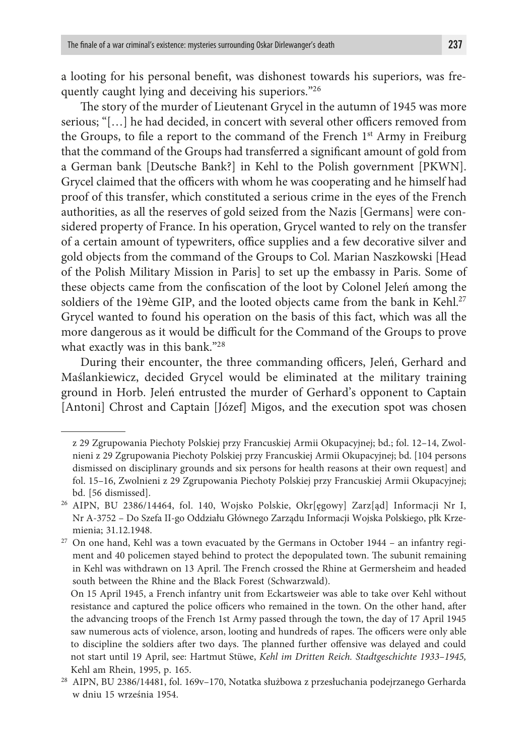a looting for his personal benefit, was dishonest towards his superiors, was frequently caught lying and deceiving his superiors."[26]

The story of the murder of Lieutenant Grycel in the autumn of 1945 was more serious; "[…] he had decided, in concert with several other officers removed from the Groups, to file a report to the command of the French 1st Army in Freiburg that the command of the Groups had transferred a significant amount of gold from a German bank [Deutsche Bank?] in Kehl to the Polish government [PKWN]. Grycel claimed that the officers with whom he was cooperating and he himself had proof of this transfer, which constituted a serious crime in the eyes of the French authorities, as all the reserves of gold seized from the Nazis [Germans] were considered property of France. In his operation, Grycel wanted to rely on the transfer of a certain amount of typewriters, office supplies and a few decorative silver and gold objects from the command of the Groups to Col. Marian Naszkowski [Head of the Polish Military Mission in Paris] to set up the embassy in Paris. Some of these objects came from the confiscation of the loot by Colonel Jeleń among the soldiers of the 19ème GIP, and the looted objects came from the bank in Kehl.[27] Grycel wanted to found his operation on the basis of this fact, which was all the more dangerous as it would be difficult for the Command of the Groups to prove what exactly was in this bank."[28]

During their encounter, the three commanding officers, Jeleń, Gerhard and Maślankiewicz, decided Grycel would be eliminated at the military training ground in Horb. Jeleń entrusted the murder of Gerhard's opponent to Captain [Antoni] Chrost and Captain [Józef] Migos, and the execution spot was chosen

---

z 29 Zgrupowania Piechoty Polskiej przy Francuskiej Armii Okupacyjnej; bd.; fol. 12–14, Zwolnieni z 29 Zgrupowania Piechoty Polskiej przy Francuskiej Armii Okupacyjnej; bd. [104 persons dismissed on disciplinary grounds and six persons for health reasons at their own request] and fol. 15–16, Zwolnieni z 29 Zgrupowania Piechoty Polskiej przy Francuskiej Armii Okupacyjnej; bd. [56 dismissed].

[26] AIPN, BU 2386/14464, fol. 140, Wojsko Polskie, Okr[ęgowy] Zarz[ąd] Informacji Nr I, Nr A-3752 – Do Szefa II-go Oddziału Głównego Zarządu Informacji Wojska Polskiego, płk Krzemienia; 31.12.1948.

[27] On one hand, Kehl was a town evacuated by the Germans in October 1944 – an infantry regiment and 40 policemen stayed behind to protect the depopulated town. The subunit remaining in Kehl was withdrawn on 13 April. The French crossed the Rhine at Germersheim and headed south between the Rhine and the Black Forest (Schwarzwald).

On 15 April 1945, a French infantry unit from Eckartsweier was able to take over Kehl without resistance and captured the police officers who remained in the town. On the other hand, after the advancing troops of the French 1st Army passed through the town, the day of 17 April 1945 saw numerous acts of violence, arson, looting and hundreds of rapes. The officers were only able to discipline the soldiers after two days. The planned further offensive was delayed and could not start until 19 April, see: Hartmut Stüwe, *Kehl im Dritten Reich. Stadtgeschichte 1933–1945,* Kehl am Rhein, 1995, p. 165.

[28] AIPN, BU 2386/14481, fol. 169v–170, Notatka służbowa z przesłuchania podejrzanego Gerharda w dniu 15 września 1954.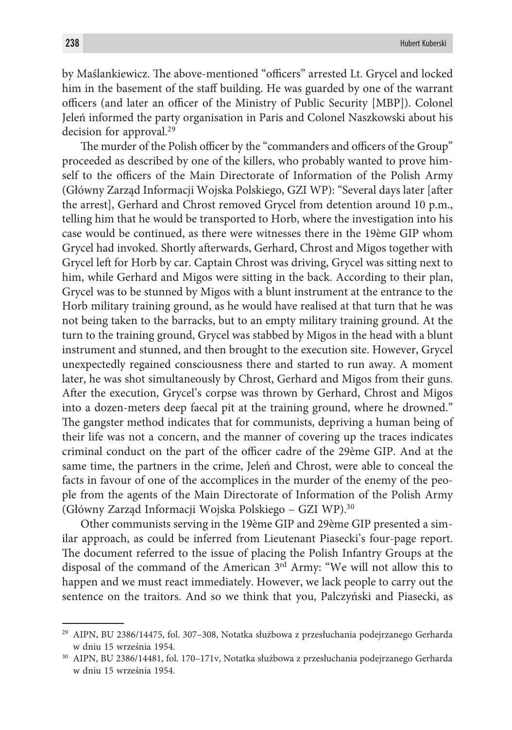by Maślankiewicz. The above-mentioned "officers" arrested Lt. Grycel and locked him in the basement of the staff building. He was guarded by one of the warrant officers (and later an officer of the Ministry of Public Security [MBP]). Colonel Jeleń informed the party organisation in Paris and Colonel Naszkowski about his decision for approval.[29]

The murder of the Polish officer by the "commanders and officers of the Group" proceeded as described by one of the killers, who probably wanted to prove himself to the officers of the Main Directorate of Information of the Polish Army (Główny Zarząd Informacji Wojska Polskiego, GZI WP): "Several days later [after the arrest], Gerhard and Chrost removed Grycel from detention around 10 p.m., telling him that he would be transported to Horb, where the investigation into his case would be continued, as there were witnesses there in the 19ème GIP whom Grycel had invoked. Shortly afterwards, Gerhard, Chrost and Migos together with Grycel left for Horb by car. Captain Chrost was driving, Grycel was sitting next to him, while Gerhard and Migos were sitting in the back. According to their plan, Grycel was to be stunned by Migos with a blunt instrument at the entrance to the Horb military training ground, as he would have realised at that turn that he was not being taken to the barracks, but to an empty military training ground. At the turn to the training ground, Grycel was stabbed by Migos in the head with a blunt instrument and stunned, and then brought to the execution site. However, Grycel unexpectedly regained consciousness there and started to run away. A moment later, he was shot simultaneously by Chrost, Gerhard and Migos from their guns. After the execution, Grycel's corpse was thrown by Gerhard, Chrost and Migos into a dozen-meters deep faecal pit at the training ground, where he drowned." The gangster method indicates that for communists, depriving a human being of their life was not a concern, and the manner of covering up the traces indicates criminal conduct on the part of the officer cadre of the 29ème GIP. And at the same time, the partners in the crime, Jeleń and Chrost, were able to conceal the facts in favour of one of the accomplices in the murder of the enemy of the people from the agents of the Main Directorate of Information of the Polish Army (Główny Zarząd Informacji Wojska Polskiego – GZI WP).[30]

Other communists serving in the 19ème GIP and 29ème GIP presented a similar approach, as could be inferred from Lieutenant Piasecki's four-page report. The document referred to the issue of placing the Polish Infantry Groups at the disposal of the command of the American 3rd Army: "We will not allow this to happen and we must react immediately. However, we lack people to carry out the sentence on the traitors. And so we think that you, Palczyński and Piasecki, as

---

[29] AIPN, BU 2386/14475, fol. 307–308, Notatka służbowa z przesłuchania podejrzanego Gerharda w dniu 15 września 1954.

[30] AIPN, BU 2386/14481, fol. 170–171v, Notatka służbowa z przesłuchania podejrzanego Gerharda w dniu 15 września 1954.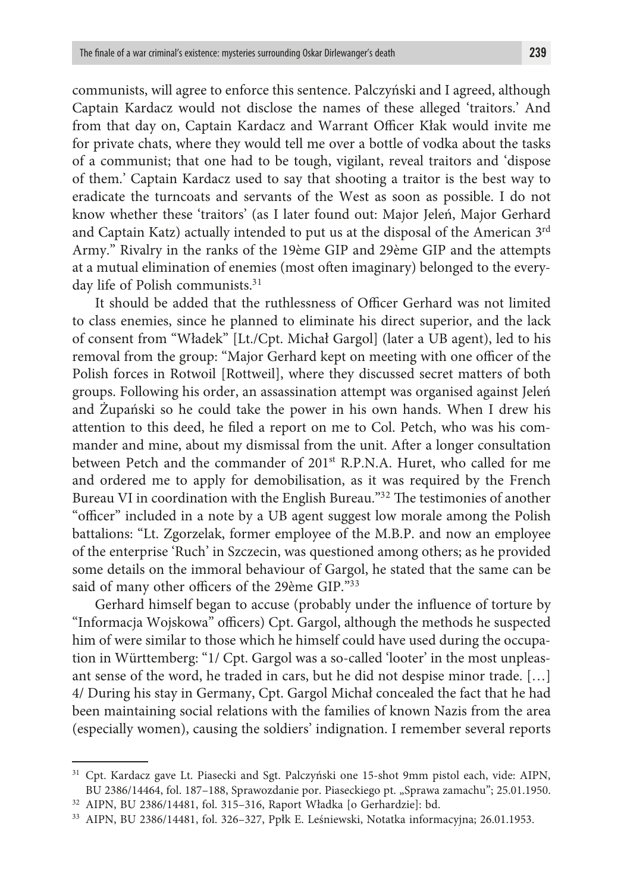communists, will agree to enforce this sentence. Palczyński and I agreed, although Captain Kardacz would not disclose the names of these alleged 'traitors.' And from that day on, Captain Kardacz and Warrant Officer Kłak would invite me for private chats, where they would tell me over a bottle of vodka about the tasks of a communist; that one had to be tough, vigilant, reveal traitors and 'dispose of them.' Captain Kardacz used to say that shooting a traitor is the best way to eradicate the turncoats and servants of the West as soon as possible. I do not know whether these 'traitors' (as I later found out: Major Jeleń, Major Gerhard and Captain Katz) actually intended to put us at the disposal of the American 3rd Army." Rivalry in the ranks of the 19ème GIP and 29ème GIP and the attempts at a mutual elimination of enemies (most often imaginary) belonged to the everyday life of Polish communists.[31]

It should be added that the ruthlessness of Officer Gerhard was not limited to class enemies, since he planned to eliminate his direct superior, and the lack of consent from "Władek" [Lt./Cpt. Michał Gargol] (later a UB agent), led to his removal from the group: "Major Gerhard kept on meeting with one officer of the Polish forces in Rotwoil [Rottweil], where they discussed secret matters of both groups. Following his order, an assassination attempt was organised against Jeleń and Żupański so he could take the power in his own hands. When I drew his attention to this deed, he filed a report on me to Col. Petch, who was his commander and mine, about my dismissal from the unit. After a longer consultation between Petch and the commander of 201st R.P.N.A. Huret, who called for me and ordered me to apply for demobilisation, as it was required by the French Bureau VI in coordination with the English Bureau."[32] The testimonies of another "officer" included in a note by a UB agent suggest low morale among the Polish battalions: "Lt. Zgorzelak, former employee of the M.B.P. and now an employee of the enterprise 'Ruch' in Szczecin, was questioned among others; as he provided some details on the immoral behaviour of Gargol, he stated that the same can be said of many other officers of the 29ème GIP."[33]

Gerhard himself began to accuse (probably under the influence of torture by "Informacja Wojskowa" officers) Cpt. Gargol, although the methods he suspected him of were similar to those which he himself could have used during the occupation in Württemberg: "1/ Cpt. Gargol was a so-called 'looter' in the most unpleasant sense of the word, he traded in cars, but he did not despise minor trade. […] 4/ During his stay in Germany, Cpt. Gargol Michał concealed the fact that he had been maintaining social relations with the families of known Nazis from the area (especially women), causing the soldiers' indignation. I remember several reports

---

[31] Cpt. Kardacz gave Lt. Piasecki and Sgt. Palczyński one 15-shot 9mm pistol each, vide: AIPN, BU 2386/14464, fol. 187–188, Sprawozdanie por. Piaseckiego pt. „Sprawa zamachu"; 25.01.1950.

[32] AIPN, BU 2386/14481, fol. 315–316, Raport Władka [o Gerhardzie]: bd.

[33] AIPN, BU 2386/14481, fol. 326–327, Ppłk E. Leśniewski, Notatka informacyjna; 26.01.1953.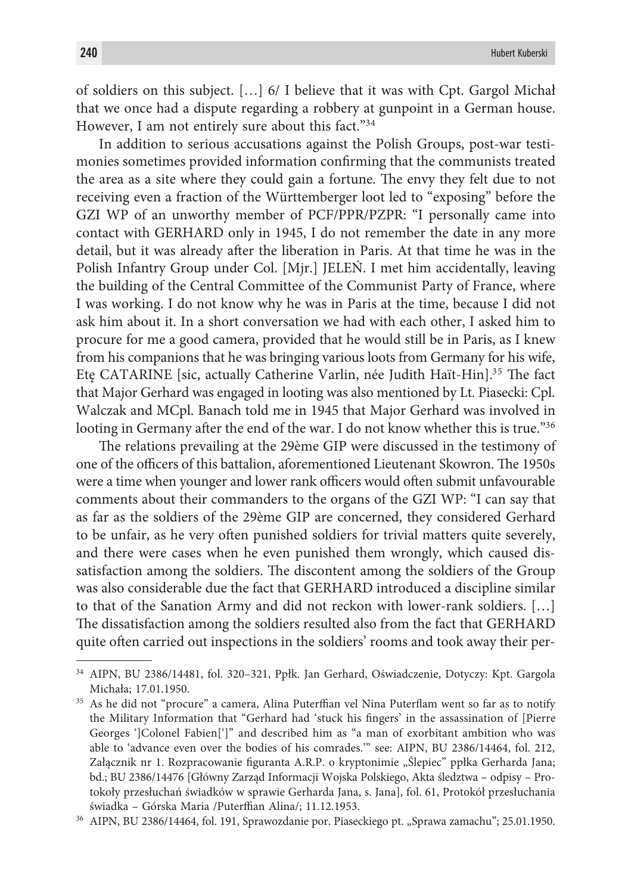of soldiers on this subject. […] 6/ I believe that it was with Cpt. Gargol Michał that we once had a dispute regarding a robbery at gunpoint in a German house. However, I am not entirely sure about this fact."[34]

In addition to serious accusations against the Polish Groups, post-war testimonies sometimes provided information confirming that the communists treated the area as a site where they could gain a fortune. The envy they felt due to not receiving even a fraction of the Württemberger loot led to "exposing" before the GZI WP of an unworthy member of PCF/PPR/PZPR: "I personally came into contact with GERHARD only in 1945, I do not remember the date in any more detail, but it was already after the liberation in Paris. At that time he was in the Polish Infantry Group under Col. [Mjr.] JELEŃ. I met him accidentally, leaving the building of the Central Committee of the Communist Party of France, where I was working. I do not know why he was in Paris at the time, because I did not ask him about it. In a short conversation we had with each other, I asked him to procure for me a good camera, provided that he would still be in Paris, as I knew from his companions that he was bringing various loots from Germany for his wife, Etę CATARINE [sic, actually Catherine Varlin, née Judith Haït-Hin].[35] The fact that Major Gerhard was engaged in looting was also mentioned by Lt. Piasecki: Cpl. Walczak and MCpl. Banach told me in 1945 that Major Gerhard was involved in looting in Germany after the end of the war. I do not know whether this is true."[36]

The relations prevailing at the 29ème GIP were discussed in the testimony of one of the officers of this battalion, aforementioned Lieutenant Skowron. The 1950s were a time when younger and lower rank officers would often submit unfavourable comments about their commanders to the organs of the GZI WP: "I can say that as far as the soldiers of the 29ème GIP are concerned, they considered Gerhard to be unfair, as he very often punished soldiers for trivial matters quite severely, and there were cases when he even punished them wrongly, which caused dissatisfaction among the soldiers. The discontent among the soldiers of the Group was also considerable due the fact that GERHARD introduced a discipline similar to that of the Sanation Army and did not reckon with lower-rank soldiers. […] The dissatisfaction among the soldiers resulted also from the fact that GERHARD quite often carried out inspections in the soldiers' rooms and took away their per-

---

[34] AIPN, BU 2386/14481, fol. 320–321, Ppłk. Jan Gerhard, Oświadczenie, Dotyczy: Kpt. Gargola Michała; 17.01.1950.

[35] As he did not "procure" a camera, Alina Puterffian vel Nina Puterflam went so far as to notify the Military Information that "Gerhard had 'stuck his fingers' in the assassination of [Pierre Georges ']Colonel Fabien[']" and described him as "a man of exorbitant ambition who was able to 'advance even over the bodies of his comrades.'" see: AIPN, BU 2386/14464, fol. 212, Załącznik nr 1. Rozpracowanie figuranta A.R.P. o kryptonimie „Ślepiec" ppłka Gerharda Jana; bd.; BU 2386/14476 [Główny Zarząd Informacji Wojska Polskiego, Akta śledztwa – odpisy – Protokoły przesłuchań świadków w sprawie Gerharda Jana, s. Jana], fol. 61, Protokół przesłuchania świadka – Górska Maria /Puterffian Alina/; 11.12.1953.

[36] AIPN, BU 2386/14464, fol. 191, Sprawozdanie por. Piaseckiego pt. „Sprawa zamachu"; 25.01.1950.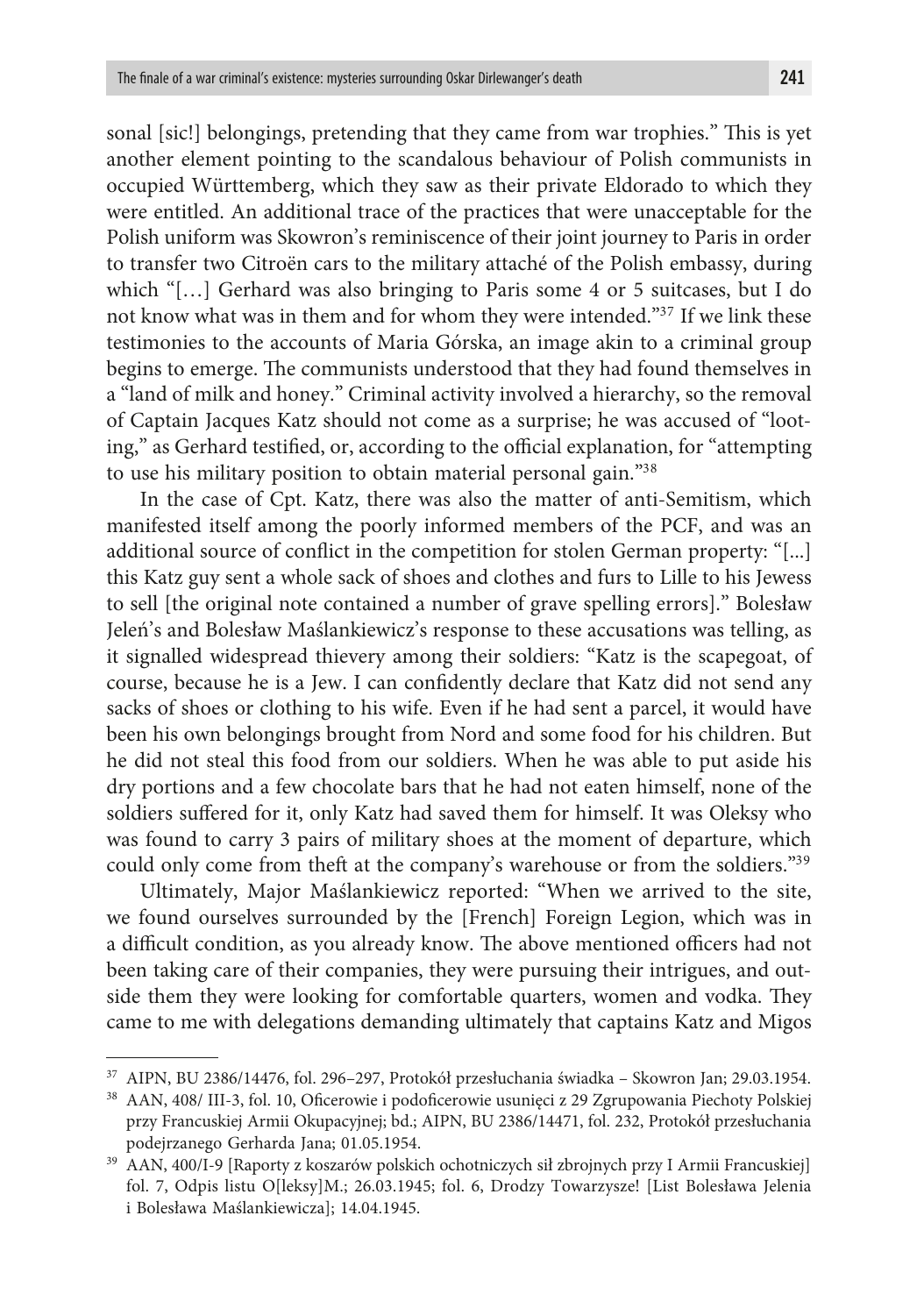sonal [sic!] belongings, pretending that they came from war trophies." This is yet another element pointing to the scandalous behaviour of Polish communists in occupied Württemberg, which they saw as their private Eldorado to which they were entitled. An additional trace of the practices that were unacceptable for the Polish uniform was Skowron's reminiscence of their joint journey to Paris in order to transfer two Citroën cars to the military attaché of the Polish embassy, during which "[…] Gerhard was also bringing to Paris some 4 or 5 suitcases, but I do not know what was in them and for whom they were intended."[37] If we link these testimonies to the accounts of Maria Górska, an image akin to a criminal group begins to emerge. The communists understood that they had found themselves in a "land of milk and honey." Criminal activity involved a hierarchy, so the removal of Captain Jacques Katz should not come as a surprise; he was accused of "looting," as Gerhard testified, or, according to the official explanation, for "attempting to use his military position to obtain material personal gain."[38]

In the case of Cpt. Katz, there was also the matter of anti-Semitism, which manifested itself among the poorly informed members of the PCF, and was an additional source of conflict in the competition for stolen German property: "[...] this Katz guy sent a whole sack of shoes and clothes and furs to Lille to his Jewess to sell [the original note contained a number of grave spelling errors]." Bolesław Jeleń's and Bolesław Maślankiewicz's response to these accusations was telling, as it signalled widespread thievery among their soldiers: "Katz is the scapegoat, of course, because he is a Jew. I can confidently declare that Katz did not send any sacks of shoes or clothing to his wife. Even if he had sent a parcel, it would have been his own belongings brought from Nord and some food for his children. But he did not steal this food from our soldiers. When he was able to put aside his dry portions and a few chocolate bars that he had not eaten himself, none of the soldiers suffered for it, only Katz had saved them for himself. It was Oleksy who was found to carry 3 pairs of military shoes at the moment of departure, which could only come from theft at the company's warehouse or from the soldiers."[39]

Ultimately, Major Maślankiewicz reported: "When we arrived to the site, we found ourselves surrounded by the [French] Foreign Legion, which was in a difficult condition, as you already know. The above mentioned officers had not been taking care of their companies, they were pursuing their intrigues, and outside them they were looking for comfortable quarters, women and vodka. They came to me with delegations demanding ultimately that captains Katz and Migos

---

[37] AIPN, BU 2386/14476, fol. 296–297, Protokół przesłuchania świadka – Skowron Jan; 29.03.1954.

[38] AAN, 408/ III-3, fol. 10, Oficerowie i podoficerowie usunięci z 29 Zgrupowania Piechoty Polskiej przy Francuskiej Armii Okupacyjnej; bd.; AIPN, BU 2386/14471, fol. 232, Protokół przesłuchania podejrzanego Gerharda Jana; 01.05.1954.

[39] AAN, 400/I-9 [Raporty z koszarów polskich ochotniczych sił zbrojnych przy I Armii Francuskiej] fol. 7, Odpis listu O[leksy]M.; 26.03.1945; fol. 6, Drodzy Towarzysze! [List Bolesława Jelenia i Bolesława Maślankiewicza]; 14.04.1945.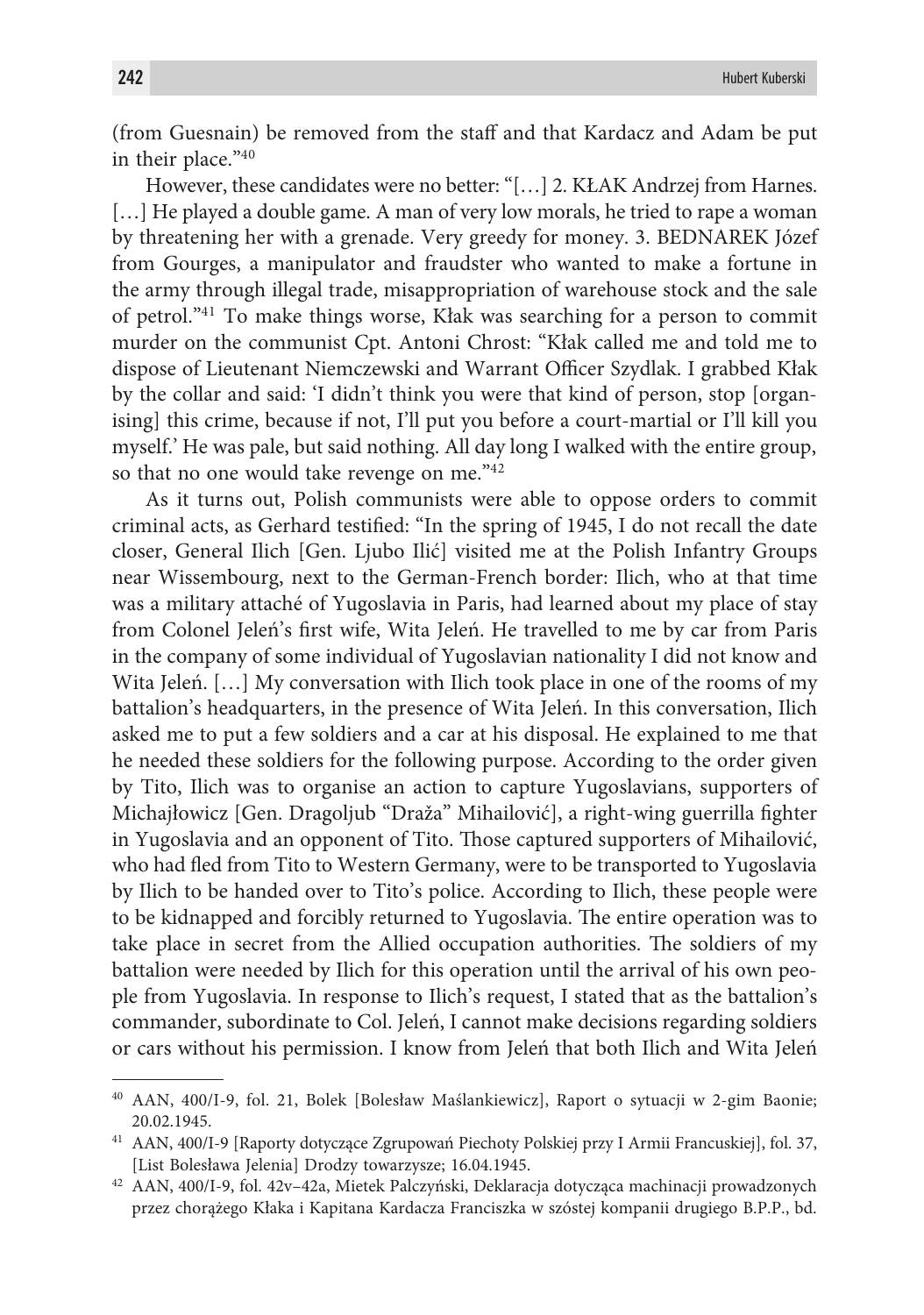(from Guesnain) be removed from the staff and that Kardacz and Adam be put in their place."[40]

However, these candidates were no better: "[…] 2. KŁAK Andrzej from Harnes. […] He played a double game. A man of very low morals, he tried to rape a woman by threatening her with a grenade. Very greedy for money. 3. BEDNAREK Józef from Gourges, a manipulator and fraudster who wanted to make a fortune in the army through illegal trade, misappropriation of warehouse stock and the sale of petrol."[41] To make things worse, Kłak was searching for a person to commit murder on the communist Cpt. Antoni Chrost: "Kłak called me and told me to dispose of Lieutenant Niemczewski and Warrant Officer Szydlak. I grabbed Kłak by the collar and said: 'I didn't think you were that kind of person, stop [organising] this crime, because if not, I'll put you before a court-martial or I'll kill you myself.' He was pale, but said nothing. All day long I walked with the entire group, so that no one would take revenge on me."[42]

As it turns out, Polish communists were able to oppose orders to commit criminal acts, as Gerhard testified: "In the spring of 1945, I do not recall the date closer, General Ilich [Gen. Ljubo Ilić] visited me at the Polish Infantry Groups near Wissembourg, next to the German-French border: Ilich, who at that time was a military attaché of Yugoslavia in Paris, had learned about my place of stay from Colonel Jeleń's first wife, Wita Jeleń. He travelled to me by car from Paris in the company of some individual of Yugoslavian nationality I did not know and Wita Jeleń. […] My conversation with Ilich took place in one of the rooms of my battalion's headquarters, in the presence of Wita Jeleń. In this conversation, Ilich asked me to put a few soldiers and a car at his disposal. He explained to me that he needed these soldiers for the following purpose. According to the order given by Tito, Ilich was to organise an action to capture Yugoslavians, supporters of Michajłowicz [Gen. Dragoljub "Draža" Mihailović], a right-wing guerrilla fighter in Yugoslavia and an opponent of Tito. Those captured supporters of Mihailović, who had fled from Tito to Western Germany, were to be transported to Yugoslavia by Ilich to be handed over to Tito's police. According to Ilich, these people were to be kidnapped and forcibly returned to Yugoslavia. The entire operation was to take place in secret from the Allied occupation authorities. The soldiers of my battalion were needed by Ilich for this operation until the arrival of his own people from Yugoslavia. In response to Ilich's request, I stated that as the battalion's commander, subordinate to Col. Jeleń, I cannot make decisions regarding soldiers or cars without his permission. I know from Jeleń that both Ilich and Wita Jeleń

---

[40] AAN, 400/I-9, fol. 21, Bolek [Bolesław Maślankiewicz], Raport o sytuacji w 2-gim Baonie; 20.02.1945.

[41] AAN, 400/I-9 [Raporty dotyczące Zgrupowań Piechoty Polskiej przy I Armii Francuskiej], fol. 37, [List Bolesława Jelenia] Drodzy towarzysze; 16.04.1945.

[42] AAN, 400/I-9, fol. 42v–42a, Mietek Palczyński, Deklaracja dotycząca machinacji prowadzonych przez chorążego Kłaka i Kapitana Kardacza Franciszka w szóstej kompanii drugiego B.P.P., bd.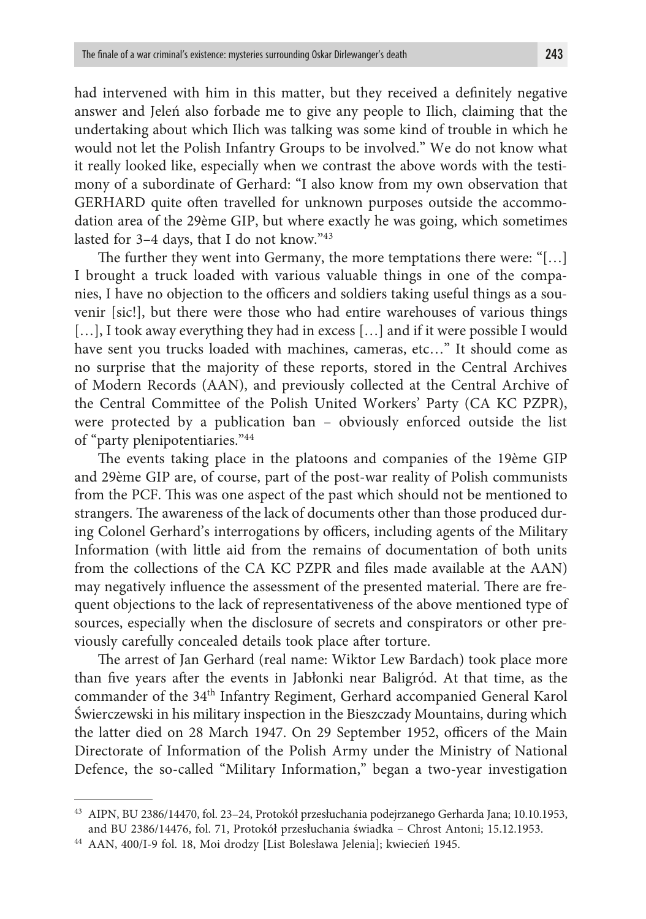had intervened with him in this matter, but they received a definitely negative answer and Jeleń also forbade me to give any people to Ilich, claiming that the undertaking about which Ilich was talking was some kind of trouble in which he would not let the Polish Infantry Groups to be involved." We do not know what it really looked like, especially when we contrast the above words with the testimony of a subordinate of Gerhard: "I also know from my own observation that GERHARD quite often travelled for unknown purposes outside the accommodation area of the 29ème GIP, but where exactly he was going, which sometimes lasted for 3–4 days, that I do not know."[43]

The further they went into Germany, the more temptations there were: "[…] I brought a truck loaded with various valuable things in one of the companies, I have no objection to the officers and soldiers taking useful things as a souvenir [sic!], but there were those who had entire warehouses of various things […], I took away everything they had in excess […] and if it were possible I would have sent you trucks loaded with machines, cameras, etc…" It should come as no surprise that the majority of these reports, stored in the Central Archives of Modern Records (AAN), and previously collected at the Central Archive of the Central Committee of the Polish United Workers' Party (CA KC PZPR), were protected by a publication ban – obviously enforced outside the list of "party plenipotentiaries."[44]

The events taking place in the platoons and companies of the 19ème GIP and 29ème GIP are, of course, part of the post-war reality of Polish communists from the PCF. This was one aspect of the past which should not be mentioned to strangers. The awareness of the lack of documents other than those produced during Colonel Gerhard's interrogations by officers, including agents of the Military Information (with little aid from the remains of documentation of both units from the collections of the CA KC PZPR and files made available at the AAN) may negatively influence the assessment of the presented material. There are frequent objections to the lack of representativeness of the above mentioned type of sources, especially when the disclosure of secrets and conspirators or other previously carefully concealed details took place after torture.

The arrest of Jan Gerhard (real name: Wiktor Lew Bardach) took place more than five years after the events in Jabłonki near Baligród. At that time, as the commander of the 34th Infantry Regiment, Gerhard accompanied General Karol Świerczewski in his military inspection in the Bieszczady Mountains, during which the latter died on 28 March 1947. On 29 September 1952, officers of the Main Directorate of Information of the Polish Army under the Ministry of National Defence, the so-called "Military Information," began a two-year investigation

---

[43] AIPN, BU 2386/14470, fol. 23–24, Protokół przesłuchania podejrzanego Gerharda Jana; 10.10.1953, and BU 2386/14476, fol. 71, Protokół przesłuchania świadka – Chrost Antoni; 15.12.1953.

[44] AAN, 400/I-9 fol. 18, Moi drodzy [List Bolesława Jelenia]; kwiecień 1945.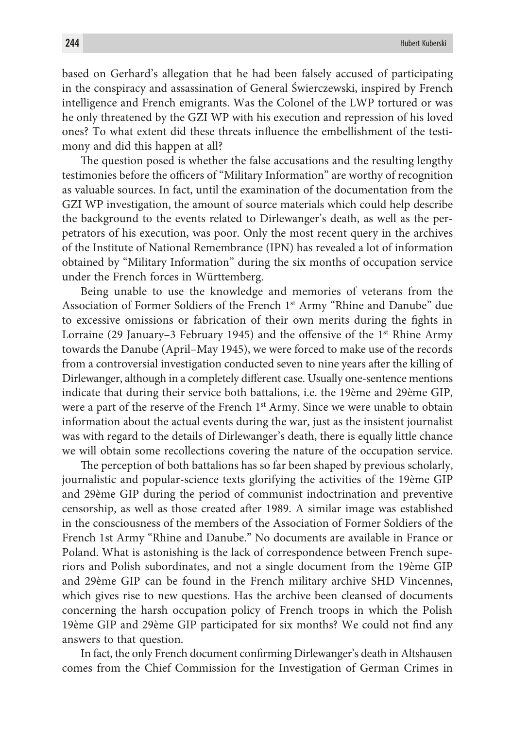based on Gerhard's allegation that he had been falsely accused of participating in the conspiracy and assassination of General Świerczewski, inspired by French intelligence and French emigrants. Was the Colonel of the LWP tortured or was he only threatened by the GZI WP with his execution and repression of his loved ones? To what extent did these threats influence the embellishment of the testimony and did this happen at all?

The question posed is whether the false accusations and the resulting lengthy testimonies before the officers of "Military Information" are worthy of recognition as valuable sources. In fact, until the examination of the documentation from the GZI WP investigation, the amount of source materials which could help describe the background to the events related to Dirlewanger's death, as well as the perpetrators of his execution, was poor. Only the most recent query in the archives of the Institute of National Remembrance (IPN) has revealed a lot of information obtained by "Military Information" during the six months of occupation service under the French forces in Württemberg.

Being unable to use the knowledge and memories of veterans from the Association of Former Soldiers of the French 1st Army "Rhine and Danube" due to excessive omissions or fabrication of their own merits during the fights in Lorraine (29 January–3 February 1945) and the offensive of the 1st Rhine Army towards the Danube (April–May 1945), we were forced to make use of the records from a controversial investigation conducted seven to nine years after the killing of Dirlewanger, although in a completely different case. Usually one-sentence mentions indicate that during their service both battalions, i.e. the 19ème and 29ème GIP, were a part of the reserve of the French 1st Army. Since we were unable to obtain information about the actual events during the war, just as the insistent journalist was with regard to the details of Dirlewanger's death, there is equally little chance we will obtain some recollections covering the nature of the occupation service.

The perception of both battalions has so far been shaped by previous scholarly, journalistic and popular-science texts glorifying the activities of the 19ème GIP and 29ème GIP during the period of communist indoctrination and preventive censorship, as well as those created after 1989. A similar image was established in the consciousness of the members of the Association of Former Soldiers of the French 1st Army "Rhine and Danube." No documents are available in France or Poland. What is astonishing is the lack of correspondence between French superiors and Polish subordinates, and not a single document from the 19ème GIP and 29ème GIP can be found in the French military archive SHD Vincennes, which gives rise to new questions. Has the archive been cleansed of documents concerning the harsh occupation policy of French troops in which the Polish 19ème GIP and 29ème GIP participated for six months? We could not find any answers to that question.

In fact, the only French document confirming Dirlewanger's death in Altshausen comes from the Chief Commission for the Investigation of German Crimes in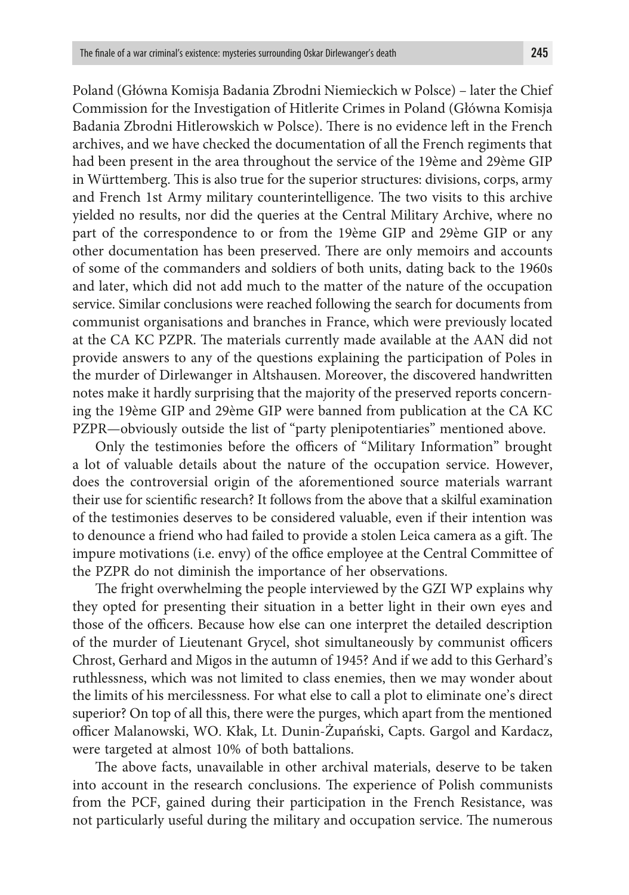Poland (Główna Komisja Badania Zbrodni Niemieckich w Polsce) – later the Chief Commission for the Investigation of Hitlerite Crimes in Poland (Główna Komisja Badania Zbrodni Hitlerowskich w Polsce). There is no evidence left in the French archives, and we have checked the documentation of all the French regiments that had been present in the area throughout the service of the 19ème and 29ème GIP in Württemberg. This is also true for the superior structures: divisions, corps, army and French 1st Army military counterintelligence. The two visits to this archive yielded no results, nor did the queries at the Central Military Archive, where no part of the correspondence to or from the 19ème GIP and 29ème GIP or any other documentation has been preserved. There are only memoirs and accounts of some of the commanders and soldiers of both units, dating back to the 1960s and later, which did not add much to the matter of the nature of the occupation service. Similar conclusions were reached following the search for documents from communist organisations and branches in France, which were previously located at the CA KC PZPR. The materials currently made available at the AAN did not provide answers to any of the questions explaining the participation of Poles in the murder of Dirlewanger in Altshausen. Moreover, the discovered handwritten notes make it hardly surprising that the majority of the preserved reports concerning the 19ème GIP and 29ème GIP were banned from publication at the CA KC PZPR—obviously outside the list of "party plenipotentiaries" mentioned above.

Only the testimonies before the officers of "Military Information" brought a lot of valuable details about the nature of the occupation service. However, does the controversial origin of the aforementioned source materials warrant their use for scientific research? It follows from the above that a skilful examination of the testimonies deserves to be considered valuable, even if their intention was to denounce a friend who had failed to provide a stolen Leica camera as a gift. The impure motivations (i.e. envy) of the office employee at the Central Committee of the PZPR do not diminish the importance of her observations.

The fright overwhelming the people interviewed by the GZI WP explains why they opted for presenting their situation in a better light in their own eyes and those of the officers. Because how else can one interpret the detailed description of the murder of Lieutenant Grycel, shot simultaneously by communist officers Chrost, Gerhard and Migos in the autumn of 1945? And if we add to this Gerhard's ruthlessness, which was not limited to class enemies, then we may wonder about the limits of his mercilessness. For what else to call a plot to eliminate one's direct superior? On top of all this, there were the purges, which apart from the mentioned officer Malanowski, WO. Kłak, Lt. Dunin-Żupański, Capts. Gargol and Kardacz, were targeted at almost 10% of both battalions.

The above facts, unavailable in other archival materials, deserve to be taken into account in the research conclusions. The experience of Polish communists from the PCF, gained during their participation in the French Resistance, was not particularly useful during the military and occupation service. The numerous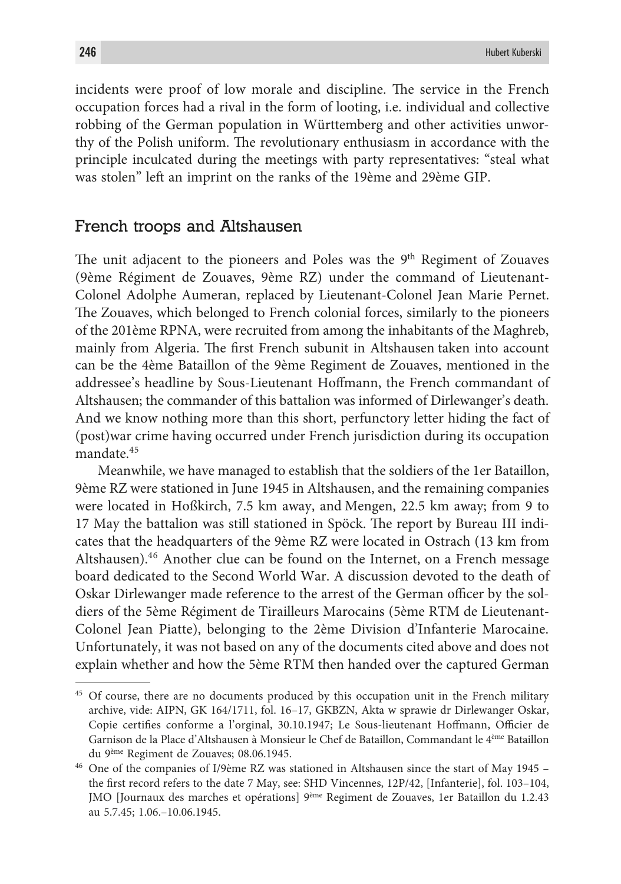incidents were proof of low morale and discipline. The service in the French occupation forces had a rival in the form of looting, i.e. individual and collective robbing of the German population in Württemberg and other activities unworthy of the Polish uniform. The revolutionary enthusiasm in accordance with the principle inculcated during the meetings with party representatives: "steal what was stolen" left an imprint on the ranks of the 19ème and 29ème GIP.

## French troops and Altshausen

The unit adjacent to the pioneers and Poles was the 9th Regiment of Zouaves (9ème Régiment de Zouaves, 9ème RZ) under the command of Lieutenant-Colonel Adolphe Aumeran, replaced by Lieutenant-Colonel Jean Marie Pernet. The Zouaves, which belonged to French colonial forces, similarly to the pioneers of the 201ème RPNA, were recruited from among the inhabitants of the Maghreb, mainly from Algeria. The first French subunit in Altshausen taken into account can be the 4ème Bataillon of the 9ème Regiment de Zouaves, mentioned in the addressee's headline by Sous-Lieutenant Hoffmann, the French commandant of Altshausen; the commander of this battalion was informed of Dirlewanger's death. And we know nothing more than this short, perfunctory letter hiding the fact of (post)war crime having occurred under French jurisdiction during its occupation mandate.[45]

Meanwhile, we have managed to establish that the soldiers of the 1er Bataillon, 9ème RZ were stationed in June 1945 in Altshausen, and the remaining companies were located in Hoßkirch, 7.5 km away, and Mengen, 22.5 km away; from 9 to 17 May the battalion was still stationed in Spöck. The report by Bureau III indicates that the headquarters of the 9ème RZ were located in Ostrach (13 km from Altshausen).[46] Another clue can be found on the Internet, on a French message board dedicated to the Second World War. A discussion devoted to the death of Oskar Dirlewanger made reference to the arrest of the German officer by the soldiers of the 5ème Régiment de Tirailleurs Marocains (5ème RTM de Lieutenant-Colonel Jean Piatte), belonging to the 2ème Division d'Infanterie Marocaine. Unfortunately, it was not based on any of the documents cited above and does not explain whether and how the 5ème RTM then handed over the captured German

---

[45] Of course, there are no documents produced by this occupation unit in the French military archive, vide: AIPN, GK 164/1711, fol. 16–17, GKBZN, Akta w sprawie dr Dirlewanger Oskar, Copie certifies conforme a l'orginal, 30.10.1947; Le Sous-lieutenant Hoffmann, Officier de Garnison de la Place d'Altshausen à Monsieur le Chef de Bataillon, Commandant le 4ème Bataillon du 9ème Regiment de Zouaves; 08.06.1945.

[46] One of the companies of I/9ème RZ was stationed in Altshausen since the start of May 1945 – the first record refers to the date 7 May, see: SHD Vincennes, 12P/42, [Infanterie], fol. 103–104, JMO [Journaux des marches et opérations] 9ème Regiment de Zouaves, 1er Bataillon du 1.2.43 au 5.7.45; 1.06.–10.06.1945.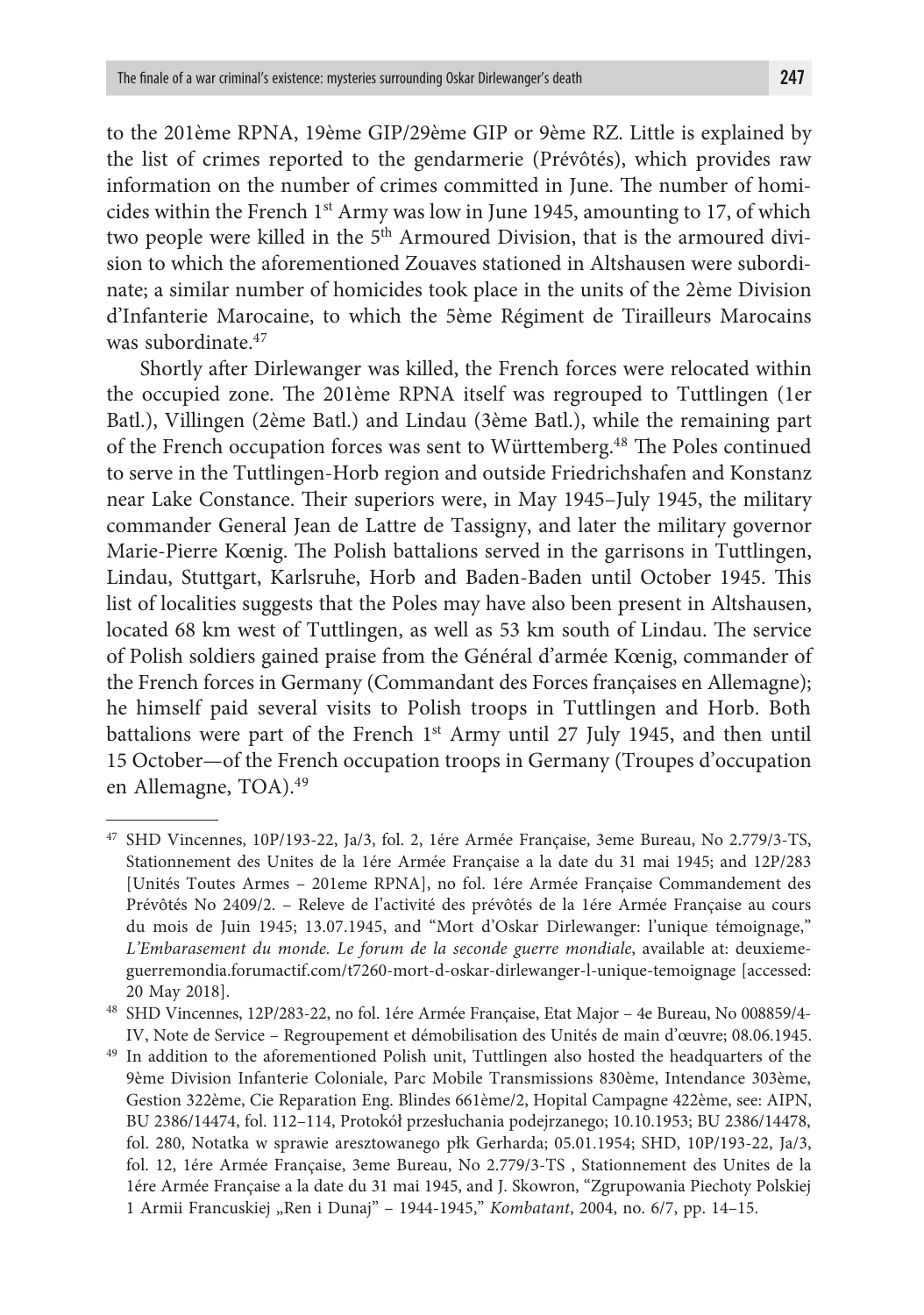to the 201ème RPNA, 19ème GIP/29ème GIP or 9ème RZ. Little is explained by the list of crimes reported to the gendarmerie (Prévôtés), which provides raw information on the number of crimes committed in June. The number of homicides within the French 1st Army was low in June 1945, amounting to 17, of which two people were killed in the 5th Armoured Division, that is the armoured division to which the aforementioned Zouaves stationed in Altshausen were subordinate; a similar number of homicides took place in the units of the 2ème Division d'Infanterie Marocaine, to which the 5ème Régiment de Tirailleurs Marocains was subordinate.[47]

Shortly after Dirlewanger was killed, the French forces were relocated within the occupied zone. The 201ème RPNA itself was regrouped to Tuttlingen (1er Batl.), Villingen (2ème Batl.) and Lindau (3ème Batl.), while the remaining part of the French occupation forces was sent to Württemberg.[48] The Poles continued to serve in the Tuttlingen-Horb region and outside Friedrichshafen and Konstanz near Lake Constance. Their superiors were, in May 1945–July 1945, the military commander General Jean de Lattre de Tassigny, and later the military governor Marie-Pierre Kœnig. The Polish battalions served in the garrisons in Tuttlingen, Lindau, Stuttgart, Karlsruhe, Horb and Baden-Baden until October 1945. This list of localities suggests that the Poles may have also been present in Altshausen, located 68 km west of Tuttlingen, as well as 53 km south of Lindau. The service of Polish soldiers gained praise from the Général d'armée Kœnig, commander of the French forces in Germany (Commandant des Forces françaises en Allemagne); he himself paid several visits to Polish troops in Tuttlingen and Horb. Both battalions were part of the French 1st Army until 27 July 1945, and then until 15 October—of the French occupation troops in Germany (Troupes d'occupation en Allemagne, TOA).[49]

---

[47] SHD Vincennes, 10P/193-22, Ja/3, fol. 2, 1ére Armée Française, 3eme Bureau, No 2.779/3-TS, Stationnement des Unites de la 1ére Armée Française a la date du 31 mai 1945; and 12P/283 [Unités Toutes Armes – 201eme RPNA], no fol. 1ére Armée Française Commandement des Prévôtés No 2409/2. – Releve de l'activité des prévôtés de la 1ére Armée Française au cours du mois de Juin 1945; 13.07.1945, and "Mort d'Oskar Dirlewanger: l'unique témoignage," *L'Embarasement du monde. Le forum de la seconde guerre mondiale*, available at: deuxieme-guerremondia.forumactif.com/t7260-mort-d-oskar-dirlewanger-l-unique-temoignage [accessed: 20 May 2018].

[48] SHD Vincennes, 12P/283-22, no fol. 1ére Armée Française, Etat Major – 4e Bureau, No 008859/4-IV, Note de Service – Regroupement et démobilisation des Unités de main d'œuvre; 08.06.1945.

[49] In addition to the aforementioned Polish unit, Tuttlingen also hosted the headquarters of the 9ème Division Infanterie Coloniale, Parc Mobile Transmissions 830ème, Intendance 303ème, Gestion 322ème, Cie Reparation Eng. Blindes 661ème/2, Hopital Campagne 422ème, see: AIPN, BU 2386/14474, fol. 112–114, Protokół przesłuchania podejrzanego; 10.10.1953; BU 2386/14478, fol. 280, Notatka w sprawie aresztowanego płk Gerharda; 05.01.1954; SHD, 10P/193-22, Ja/3, fol. 12, 1ére Armée Française, 3eme Bureau, No 2.779/3-TS , Stationnement des Unites de la 1ére Armée Française a la date du 31 mai 1945, and J. Skowron, "Zgrupowania Piechoty Polskiej 1 Armii Francuskiej „Ren i Dunaj" – 1944-1945," *Kombatant*, 2004, no. 6/7, pp. 14–15.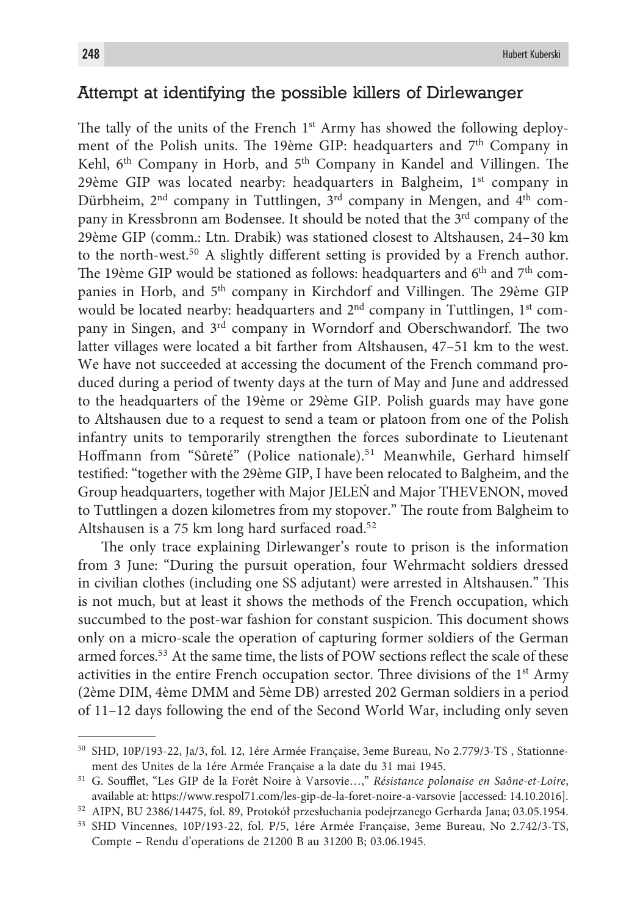## Attempt at identifying the possible killers of Dirlewanger

The tally of the units of the French 1st Army has showed the following deployment of the Polish units. The 19ème GIP: headquarters and 7th Company in Kehl, 6th Company in Horb, and 5th Company in Kandel and Villingen. The 29ème GIP was located nearby: headquarters in Balgheim, 1st company in Dürbheim, 2nd company in Tuttlingen, 3rd company in Mengen, and 4th company in Kressbronn am Bodensee. It should be noted that the 3rd company of the 29ème GIP (comm.: Ltn. Drabik) was stationed closest to Altshausen, 24–30 km to the north-west.[50] A slightly different setting is provided by a French author. The 19ème GIP would be stationed as follows: headquarters and 6th and 7th companies in Horb, and 5th company in Kirchdorf and Villingen. The 29ème GIP would be located nearby: headquarters and 2nd company in Tuttlingen, 1st company in Singen, and 3rd company in Worndorf and Oberschwandorf. The two latter villages were located a bit farther from Altshausen, 47–51 km to the west. We have not succeeded at accessing the document of the French command produced during a period of twenty days at the turn of May and June and addressed to the headquarters of the 19ème or 29ème GIP. Polish guards may have gone to Altshausen due to a request to send a team or platoon from one of the Polish infantry units to temporarily strengthen the forces subordinate to Lieutenant Hoffmann from "Sûreté" (Police nationale).[51] Meanwhile, Gerhard himself testified: "together with the 29ème GIP, I have been relocated to Balgheim, and the Group headquarters, together with Major JELEŃ and Major THEVENON, moved to Tuttlingen a dozen kilometres from my stopover." The route from Balgheim to Altshausen is a 75 km long hard surfaced road.[52]

The only trace explaining Dirlewanger's route to prison is the information from 3 June: "During the pursuit operation, four Wehrmacht soldiers dressed in civilian clothes (including one SS adjutant) were arrested in Altshausen." This is not much, but at least it shows the methods of the French occupation, which succumbed to the post-war fashion for constant suspicion. This document shows only on a micro-scale the operation of capturing former soldiers of the German armed forces.[53] At the same time, the lists of POW sections reflect the scale of these activities in the entire French occupation sector. Three divisions of the 1st Army (2ème DIM, 4ème DMM and 5ème DB) arrested 202 German soldiers in a period of 11–12 days following the end of the Second World War, including only seven

---

[50] SHD, 10P/193-22, Ja/3, fol. 12, 1ére Armée Française, 3eme Bureau, No 2.779/3-TS , Stationnement des Unites de la 1ére Armée Française a la date du 31 mai 1945.

[51] G. Soufflet, "Les GIP de la Forêt Noire à Varsovie…," *Résistance polonaise en Saône-et-Loire*, available at: https://www.respol71.com/les-gip-de-la-foret-noire-a-varsovie [accessed: 14.10.2016].

[52] AIPN, BU 2386/14475, fol. 89, Protokół przesłuchania podejrzanego Gerharda Jana; 03.05.1954.

[53] SHD Vincennes, 10P/193-22, fol. P/5, 1ére Armée Française, 3eme Bureau, No 2.742/3-TS, Compte – Rendu d'operations de 21200 B au 31200 B; 03.06.1945.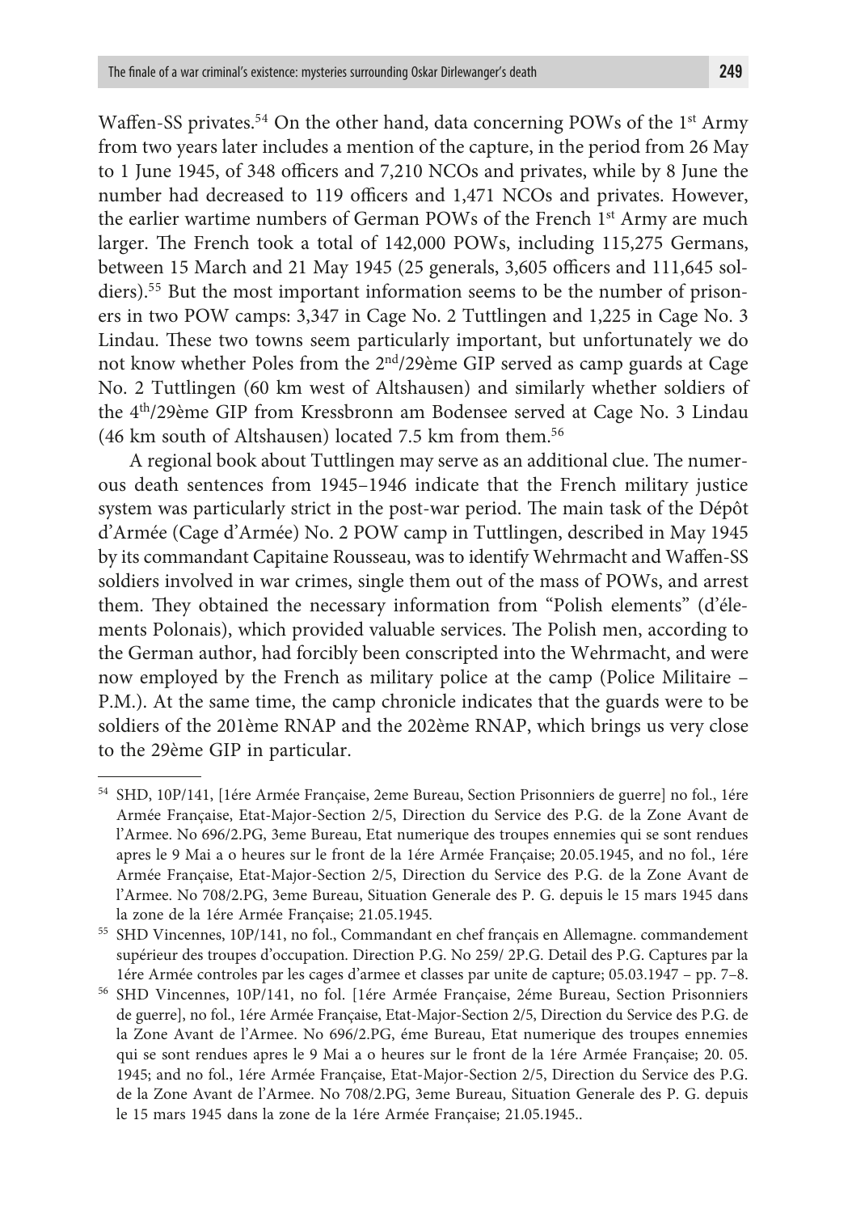Waffen-SS privates.[54] On the other hand, data concerning POWs of the 1st Army from two years later includes a mention of the capture, in the period from 26 May to 1 June 1945, of 348 officers and 7,210 NCOs and privates, while by 8 June the number had decreased to 119 officers and 1,471 NCOs and privates. However, the earlier wartime numbers of German POWs of the French 1st Army are much larger. The French took a total of 142,000 POWs, including 115,275 Germans, between 15 March and 21 May 1945 (25 generals, 3,605 officers and 111,645 soldiers).[55] But the most important information seems to be the number of prisoners in two POW camps: 3,347 in Cage No. 2 Tuttlingen and 1,225 in Cage No. 3 Lindau. These two towns seem particularly important, but unfortunately we do not know whether Poles from the 2nd/29ème GIP served as camp guards at Cage No. 2 Tuttlingen (60 km west of Altshausen) and similarly whether soldiers of the 4th/29ème GIP from Kressbronn am Bodensee served at Cage No. 3 Lindau (46 km south of Altshausen) located 7.5 km from them.[56]

A regional book about Tuttlingen may serve as an additional clue. The numerous death sentences from 1945–1946 indicate that the French military justice system was particularly strict in the post-war period. The main task of the Dépôt d'Armée (Cage d'Armée) No. 2 POW camp in Tuttlingen, described in May 1945 by its commandant Capitaine Rousseau, was to identify Wehrmacht and Waffen-SS soldiers involved in war crimes, single them out of the mass of POWs, and arrest them. They obtained the necessary information from "Polish elements" (d'éléments Polonais), which provided valuable services. The Polish men, according to the German author, had forcibly been conscripted into the Wehrmacht, and were now employed by the French as military police at the camp (Police Militaire – P.M.). At the same time, the camp chronicle indicates that the guards were to be soldiers of the 201ème RNAP and the 202ème RNAP, which brings us very close to the 29ème GIP in particular.

---

[54] SHD, 10P/141, [1ére Armée Française, 2eme Bureau, Section Prisonniers de guerre] no fol., 1ére Armée Française, Etat-Major-Section 2/5, Direction du Service des P.G. de la Zone Avant de l'Armee. No 696/2.PG, 3eme Bureau, Etat numerique des troupes ennemies qui se sont rendues apres le 9 Mai a o heures sur le front de la 1ére Armée Française; 20.05.1945, and no fol., 1ére Armée Française, Etat-Major-Section 2/5, Direction du Service des P.G. de la Zone Avant de l'Armee. No 708/2.PG, 3eme Bureau, Situation Generale des P. G. depuis le 15 mars 1945 dans la zone de la 1ére Armée Française; 21.05.1945.

[55] SHD Vincennes, 10P/141, no fol., Commandant en chef français en Allemagne. commandement supérieur des troupes d'occupation. Direction P.G. No 259/ 2P.G. Detail des P.G. Captures par la 1ére Armée controles par les cages d'armee et classes par unite de capture; 05.03.1947 – pp. 7–8.

[56] SHD Vincennes, 10P/141, no fol. [1ére Armée Française, 2éme Bureau, Section Prisonniers de guerre], no fol., 1ére Armée Française, Etat-Major-Section 2/5, Direction du Service des P.G. de la Zone Avant de l'Armee. No 696/2.PG, éme Bureau, Etat numerique des troupes ennemies qui se sont rendues apres le 9 Mai a o heures sur le front de la 1ére Armée Française; 20. 05. 1945; and no fol., 1ére Armée Française, Etat-Major-Section 2/5, Direction du Service des P.G. de la Zone Avant de l'Armee. No 708/2.PG, 3eme Bureau, Situation Generale des P. G. depuis le 15 mars 1945 dans la zone de la 1ére Armée Française; 21.05.1945..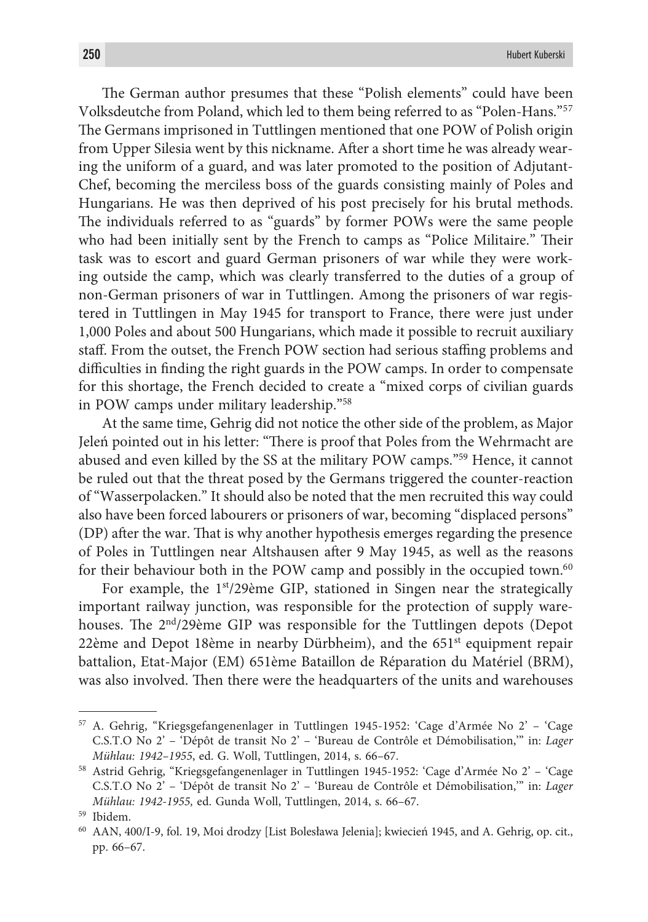The German author presumes that these "Polish elements" could have been Volksdeutche from Poland, which led to them being referred to as "Polen-Hans."[57] The Germans imprisoned in Tuttlingen mentioned that one POW of Polish origin from Upper Silesia went by this nickname. After a short time he was already wearing the uniform of a guard, and was later promoted to the position of Adjutant-Chef, becoming the merciless boss of the guards consisting mainly of Poles and Hungarians. He was then deprived of his post precisely for his brutal methods. The individuals referred to as "guards" by former POWs were the same people who had been initially sent by the French to camps as "Police Militaire." Their task was to escort and guard German prisoners of war while they were working outside the camp, which was clearly transferred to the duties of a group of non-German prisoners of war in Tuttlingen. Among the prisoners of war registered in Tuttlingen in May 1945 for transport to France, there were just under 1,000 Poles and about 500 Hungarians, which made it possible to recruit auxiliary staff. From the outset, the French POW section had serious staffing problems and difficulties in finding the right guards in the POW camps. In order to compensate for this shortage, the French decided to create a "mixed corps of civilian guards in POW camps under military leadership."[58]

At the same time, Gehrig did not notice the other side of the problem, as Major Jeleń pointed out in his letter: "There is proof that Poles from the Wehrmacht are abused and even killed by the SS at the military POW camps."[59] Hence, it cannot be ruled out that the threat posed by the Germans triggered the counter-reaction of "Wasserpolacken." It should also be noted that the men recruited this way could also have been forced labourers or prisoners of war, becoming "displaced persons" (DP) after the war. That is why another hypothesis emerges regarding the presence of Poles in Tuttlingen near Altshausen after 9 May 1945, as well as the reasons for their behaviour both in the POW camp and possibly in the occupied town.[60]

For example, the 1st/29ème GIP, stationed in Singen near the strategically important railway junction, was responsible for the protection of supply warehouses. The 2nd/29ème GIP was responsible for the Tuttlingen depots (Depot 22ème and Depot 18ème in nearby Dürbheim), and the 651st equipment repair battalion, Etat-Major (EM) 651ème Bataillon de Réparation du Matériel (BRM), was also involved. Then there were the headquarters of the units and warehouses

---

[57] A. Gehrig, "Kriegsgefangenenlager in Tuttlingen 1945-1952: 'Cage d'Armée No 2' – 'Cage C.S.T.O No 2' – 'Dépôt de transit No 2' – 'Bureau de Contrôle et Démobilisation,'" in: *Lager Mühlau: 1942–1955*, ed. G. Woll, Tuttlingen, 2014, s. 66–67.

[58] Astrid Gehrig, "Kriegsgefangenenlager in Tuttlingen 1945-1952: 'Cage d'Armée No 2' – 'Cage C.S.T.O No 2' – 'Dépôt de transit No 2' – 'Bureau de Contrôle et Démobilisation,'" in: *Lager Mühlau: 1942-1955,* ed. Gunda Woll, Tuttlingen, 2014, s. 66–67.

[59] Ibidem.

[60] AAN, 400/I-9, fol. 19, Moi drodzy [List Bolesława Jelenia]; kwiecień 1945, and A. Gehrig, op. cit., pp. 66–67.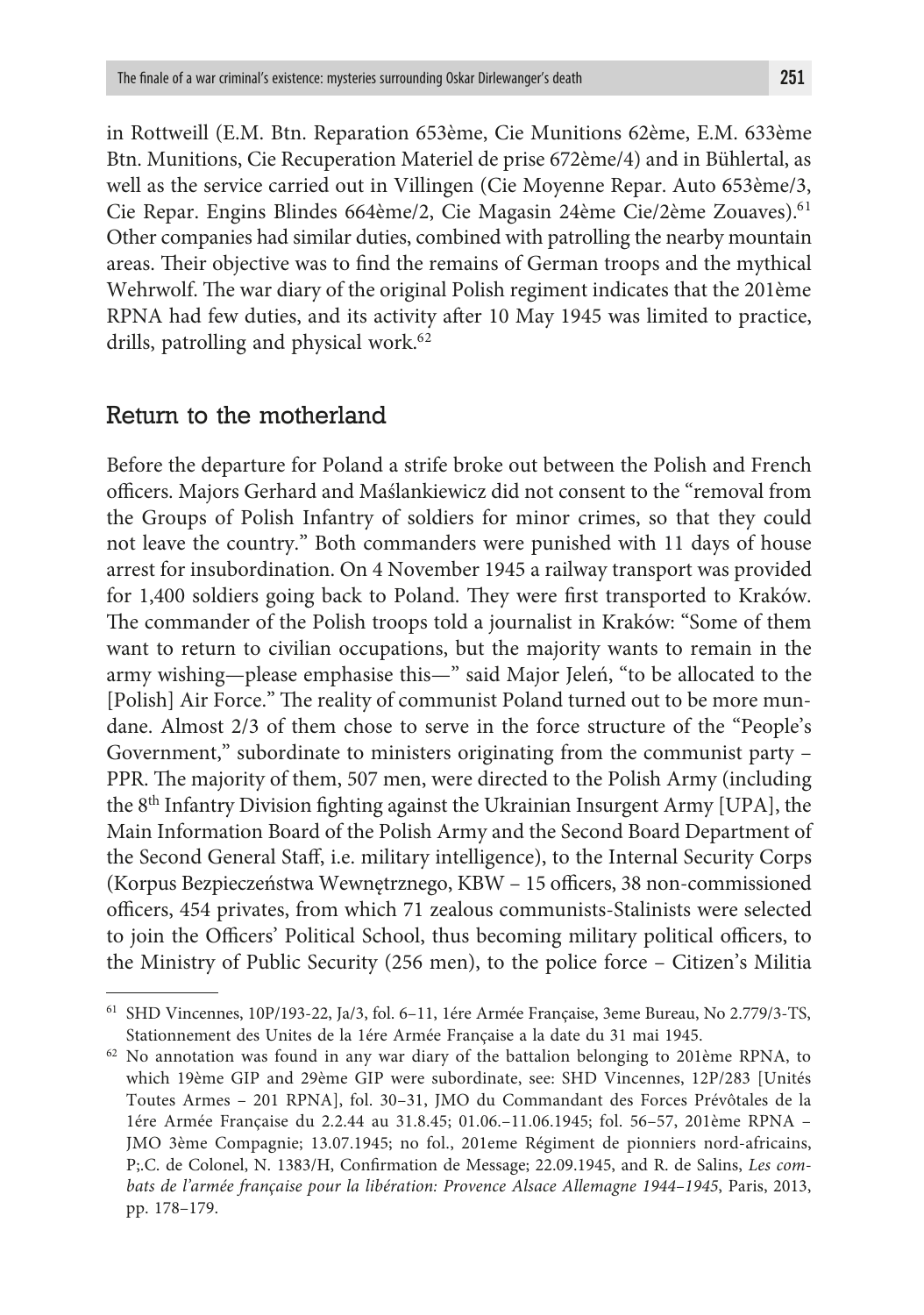in Rottweill (E.M. Btn. Reparation 653ème, Cie Munitions 62ème, E.M. 633ème Btn. Munitions, Cie Recuperation Materiel de prise 672ème/4) and in Bühlertal, as well as the service carried out in Villingen (Cie Moyenne Repar. Auto 653ème/3, Cie Repar. Engins Blindes 664ème/2, Cie Magasin 24ème Cie/2ème Zouaves).[61] Other companies had similar duties, combined with patrolling the nearby mountain areas. Their objective was to find the remains of German troops and the mythical Wehrwolf. The war diary of the original Polish regiment indicates that the 201ème RPNA had few duties, and its activity after 10 May 1945 was limited to practice, drills, patrolling and physical work.[62]

## Return to the motherland

Before the departure for Poland a strife broke out between the Polish and French officers. Majors Gerhard and Maślankiewicz did not consent to the "removal from the Groups of Polish Infantry of soldiers for minor crimes, so that they could not leave the country." Both commanders were punished with 11 days of house arrest for insubordination. On 4 November 1945 a railway transport was provided for 1,400 soldiers going back to Poland. They were first transported to Kraków. The commander of the Polish troops told a journalist in Kraków: "Some of them want to return to civilian occupations, but the majority wants to remain in the army wishing—please emphasise this—" said Major Jeleń, "to be allocated to the [Polish] Air Force." The reality of communist Poland turned out to be more mundane. Almost 2/3 of them chose to serve in the force structure of the "People's Government," subordinate to ministers originating from the communist party – PPR. The majority of them, 507 men, were directed to the Polish Army (including the 8th Infantry Division fighting against the Ukrainian Insurgent Army [UPA], the Main Information Board of the Polish Army and the Second Board Department of the Second General Staff, i.e. military intelligence), to the Internal Security Corps (Korpus Bezpieczeństwa Wewnętrznego, KBW – 15 officers, 38 non-commissioned officers, 454 privates, from which 71 zealous communists-Stalinists were selected to join the Officers' Political School, thus becoming military political officers, to the Ministry of Public Security (256 men), to the police force – Citizen's Militia

---

[61] SHD Vincennes, 10P/193-22, Ja/3, fol. 6–11, 1ére Armée Française, 3eme Bureau, No 2.779/3-TS, Stationnement des Unites de la 1ére Armée Française a la date du 31 mai 1945.

[62] No annotation was found in any war diary of the battalion belonging to 201ème RPNA, to which 19ème GIP and 29ème GIP were subordinate, see: SHD Vincennes, 12P/283 [Unités Toutes Armes – 201 RPNA], fol. 30–31, JMO du Commandant des Forces Prévôtales de la 1ére Armée Française du 2.2.44 au 31.8.45; 01.06.–11.06.1945; fol. 56–57, 201ème RPNA – JMO 3ème Compagnie; 13.07.1945; no fol., 201eme Régiment de pionniers nord-africains, P;.C. de Colonel, N. 1383/H, Confirmation de Message; 22.09.1945, and R. de Salins, *Les combats de l'armée française pour la libération: Provence Alsace Allemagne 1944–1945*, Paris, 2013, pp. 178–179.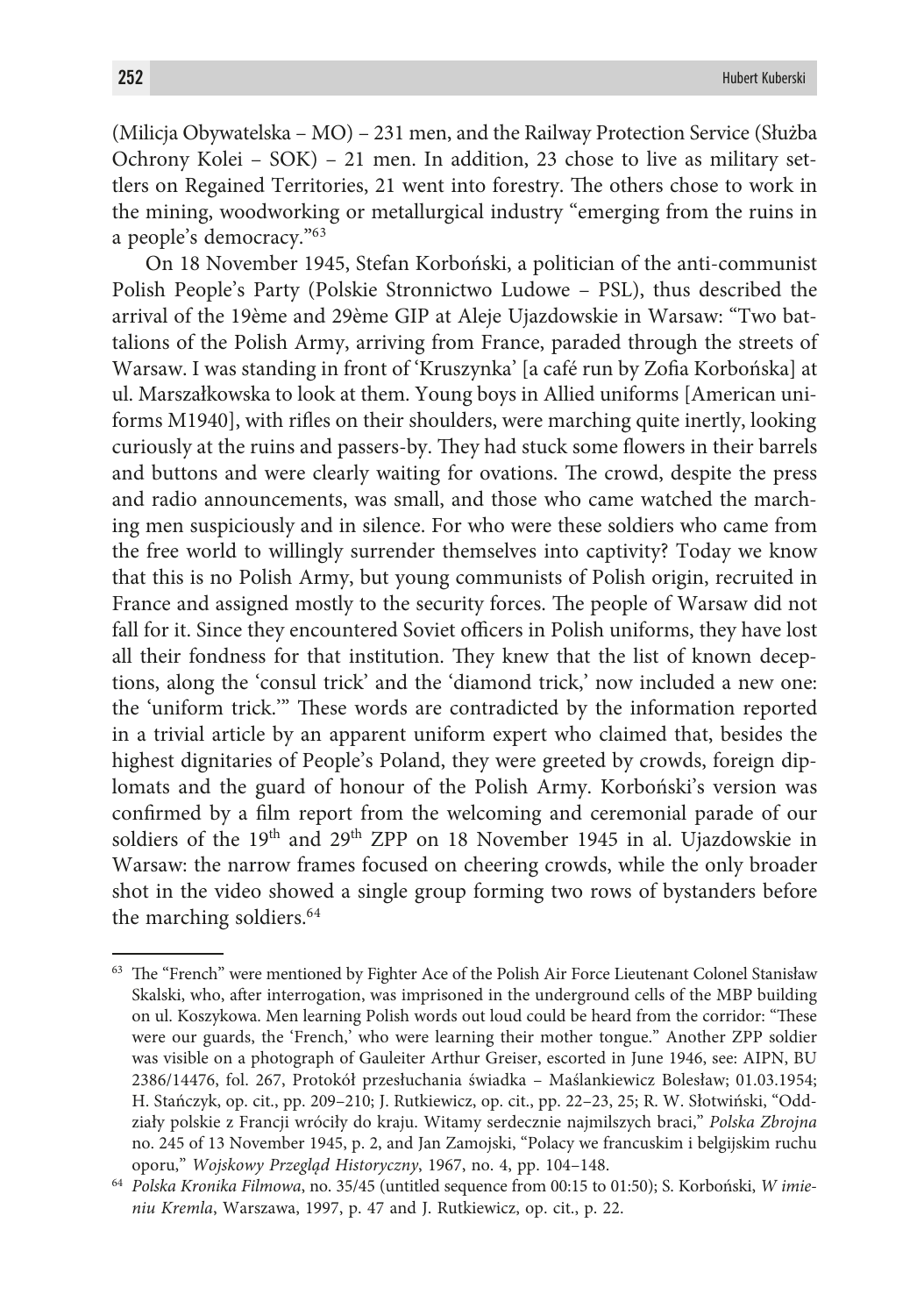(Milicja Obywatelska – MO) – 231 men, and the Railway Protection Service (Służba Ochrony Kolei – SOK) – 21 men. In addition, 23 chose to live as military settlers on Regained Territories, 21 went into forestry. The others chose to work in the mining, woodworking or metallurgical industry "emerging from the ruins in a people's democracy."[63]

On 18 November 1945, Stefan Korboński, a politician of the anti-communist Polish People's Party (Polskie Stronnictwo Ludowe – PSL), thus described the arrival of the 19ème and 29ème GIP at Aleje Ujazdowskie in Warsaw: "Two battalions of the Polish Army, arriving from France, paraded through the streets of Warsaw. I was standing in front of 'Kruszynka' [a café run by Zofia Korbońska] at ul. Marszałkowska to look at them. Young boys in Allied uniforms [American uniforms M1940], with rifles on their shoulders, were marching quite inertly, looking curiously at the ruins and passers-by. They had stuck some flowers in their barrels and buttons and were clearly waiting for ovations. The crowd, despite the press and radio announcements, was small, and those who came watched the marching men suspiciously and in silence. For who were these soldiers who came from the free world to willingly surrender themselves into captivity? Today we know that this is no Polish Army, but young communists of Polish origin, recruited in France and assigned mostly to the security forces. The people of Warsaw did not fall for it. Since they encountered Soviet officers in Polish uniforms, they have lost all their fondness for that institution. They knew that the list of known deceptions, along the 'consul trick' and the 'diamond trick,' now included a new one: the 'uniform trick.'" These words are contradicted by the information reported in a trivial article by an apparent uniform expert who claimed that, besides the highest dignitaries of People's Poland, they were greeted by crowds, foreign diplomats and the guard of honour of the Polish Army. Korboński's version was confirmed by a film report from the welcoming and ceremonial parade of our soldiers of the 19th and 29th ZPP on 18 November 1945 in al. Ujazdowskie in Warsaw: the narrow frames focused on cheering crowds, while the only broader shot in the video showed a single group forming two rows of bystanders before the marching soldiers.[64]

---

[63] The "French" were mentioned by Fighter Ace of the Polish Air Force Lieutenant Colonel Stanisław Skalski, who, after interrogation, was imprisoned in the underground cells of the MBP building on ul. Koszykowa. Men learning Polish words out loud could be heard from the corridor: "These were our guards, the 'French,' who were learning their mother tongue." Another ZPP soldier was visible on a photograph of Gauleiter Arthur Greiser, escorted in June 1946, see: AIPN, BU 2386/14476, fol. 267, Protokół przesłuchania świadka – Maślankiewicz Bolesław; 01.03.1954; H. Stańczyk, op. cit., pp. 209–210; J. Rutkiewicz, op. cit., pp. 22–23, 25; R. W. Słotwiński, "Oddziały polskie z Francji wróciły do kraju. Witamy serdecznie najmilszych braci," *Polska Zbrojna* no. 245 of 13 November 1945, p. 2, and Jan Zamojski, "Polacy we francuskim i belgijskim ruchu oporu," *Wojskowy Przegląd Historyczny*, 1967, no. 4, pp. 104–148.

[64] *Polska Kronika Filmowa*, no. 35/45 (untitled sequence from 00:15 to 01:50); S. Korboński, *W imieniu Kremla*, Warszawa, 1997, p. 47 and J. Rutkiewicz, op. cit., p. 22.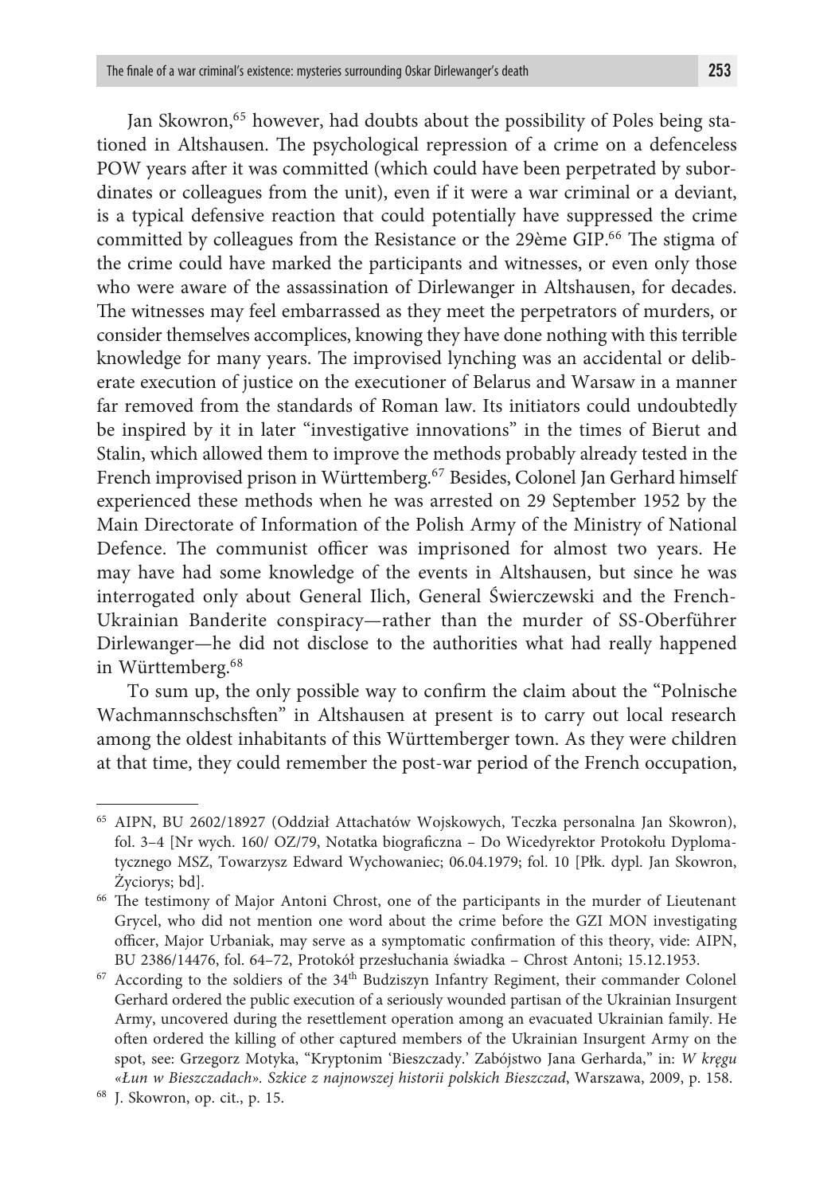Jan Skowron,[65] however, had doubts about the possibility of Poles being stationed in Altshausen. The psychological repression of a crime on a defenceless POW years after it was committed (which could have been perpetrated by subordinates or colleagues from the unit), even if it were a war criminal or a deviant, is a typical defensive reaction that could potentially have suppressed the crime committed by colleagues from the Resistance or the 29ème GIP.[66] The stigma of the crime could have marked the participants and witnesses, or even only those who were aware of the assassination of Dirlewanger in Altshausen, for decades. The witnesses may feel embarrassed as they meet the perpetrators of murders, or consider themselves accomplices, knowing they have done nothing with this terrible knowledge for many years. The improvised lynching was an accidental or deliberate execution of justice on the executioner of Belarus and Warsaw in a manner far removed from the standards of Roman law. Its initiators could undoubtedly be inspired by it in later "investigative innovations" in the times of Bierut and Stalin, which allowed them to improve the methods probably already tested in the French improvised prison in Württemberg.[67] Besides, Colonel Jan Gerhard himself experienced these methods when he was arrested on 29 September 1952 by the Main Directorate of Information of the Polish Army of the Ministry of National Defence. The communist officer was imprisoned for almost two years. He may have had some knowledge of the events in Altshausen, but since he was interrogated only about General Ilich, General Świerczewski and the French-Ukrainian Banderite conspiracy—rather than the murder of SS-Oberführer Dirlewanger—he did not disclose to the authorities what had really happened in Württemberg.[68]

To sum up, the only possible way to confirm the claim about the "Polnische Wachmannschschsften" in Altshausen at present is to carry out local research among the oldest inhabitants of this Württemberger town. As they were children at that time, they could remember the post-war period of the French occupation,

---

[65] AIPN, BU 2602/18927 (Oddział Attachatów Wojskowych, Teczka personalna Jan Skowron), fol. 3–4 [Nr wych. 160/ OZ/79, Notatka biograficzna – Do Wicedyrektor Protokołu Dyplomatycznego MSZ, Towarzysz Edward Wychowaniec; 06.04.1979; fol. 10 [Płk. dypl. Jan Skowron, Życiorys; bd].

[66] The testimony of Major Antoni Chrost, one of the participants in the murder of Lieutenant Grycel, who did not mention one word about the crime before the GZI MON investigating officer, Major Urbaniak, may serve as a symptomatic confirmation of this theory, vide: AIPN, BU 2386/14476, fol. 64–72, Protokół przesłuchania świadka – Chrost Antoni; 15.12.1953.

[67] According to the soldiers of the 34th Budziszyn Infantry Regiment, their commander Colonel Gerhard ordered the public execution of a seriously wounded partisan of the Ukrainian Insurgent Army, uncovered during the resettlement operation among an evacuated Ukrainian family. He often ordered the killing of other captured members of the Ukrainian Insurgent Army on the spot, see: Grzegorz Motyka, "Kryptonim 'Bieszczady.' Zabójstwo Jana Gerharda," in: *W kręgu «Łun w Bieszczadach». Szkice z najnowszej historii polskich Bieszczad*, Warszawa, 2009, p. 158.

[68] J. Skowron, op. cit., p. 15.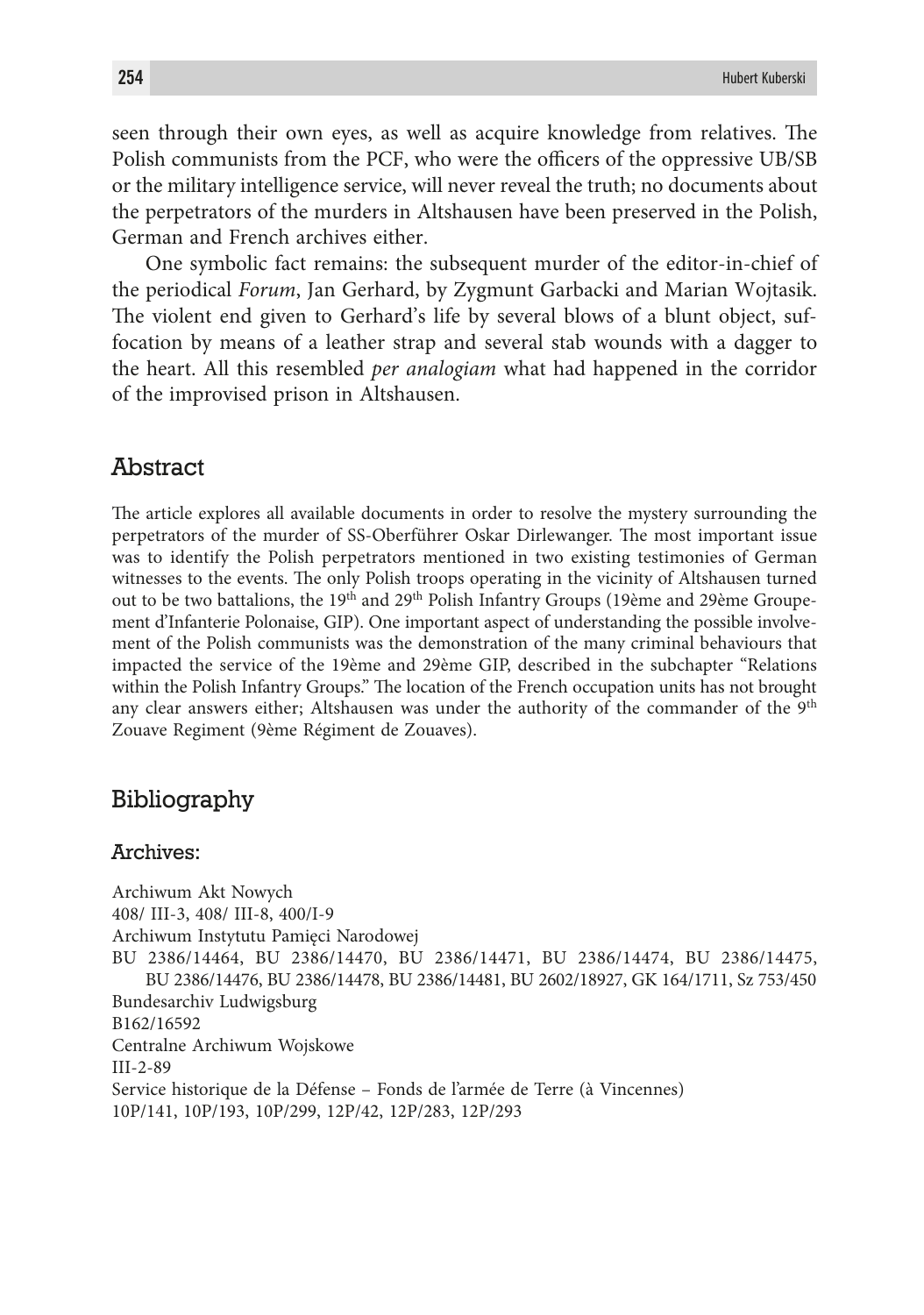seen through their own eyes, as well as acquire knowledge from relatives. The Polish communists from the PCF, who were the officers of the oppressive UB/SB or the military intelligence service, will never reveal the truth; no documents about the perpetrators of the murders in Altshausen have been preserved in the Polish, German and French archives either.

One symbolic fact remains: the subsequent murder of the editor-in-chief of the periodical *Forum*, Jan Gerhard, by Zygmunt Garbacki and Marian Wojtasik. The violent end given to Gerhard's life by several blows of a blunt object, suffocation by means of a leather strap and several stab wounds with a dagger to the heart. All this resembled *per analogiam* what had happened in the corridor of the improvised prison in Altshausen.

## Abstract

The article explores all available documents in order to resolve the mystery surrounding the perpetrators of the murder of SS-Oberführer Oskar Dirlewanger. The most important issue was to identify the Polish perpetrators mentioned in two existing testimonies of German witnesses to the events. The only Polish troops operating in the vicinity of Altshausen turned out to be two battalions, the 19th and 29th Polish Infantry Groups (19ème and 29ème Groupement d'Infanterie Polonaise, GIP). One important aspect of understanding the possible involvement of the Polish communists was the demonstration of the many criminal behaviours that impacted the service of the 19ème and 29ème GIP, described in the subchapter "Relations within the Polish Infantry Groups." The location of the French occupation units has not brought any clear answers either; Altshausen was under the authority of the commander of the 9th Zouave Regiment (9ème Régiment de Zouaves).

## Bibliography

### Archives:

Archiwum Akt Nowych
408/ III-3, 408/ III-8, 400/I-9
Archiwum Instytutu Pamięci Narodowej
BU 2386/14464, BU 2386/14470, BU 2386/14471, BU 2386/14474, BU 2386/14475, BU 2386/14476, BU 2386/14478, BU 2386/14481, BU 2602/18927, GK 164/1711, Sz 753/450
Bundesarchiv Ludwigsburg
B162/16592
Centralne Archiwum Wojskowe
III-2-89
Service historique de la Défense – Fonds de l'armée de Terre (à Vincennes)
10P/141, 10P/193, 10P/299, 12P/42, 12P/283, 12P/293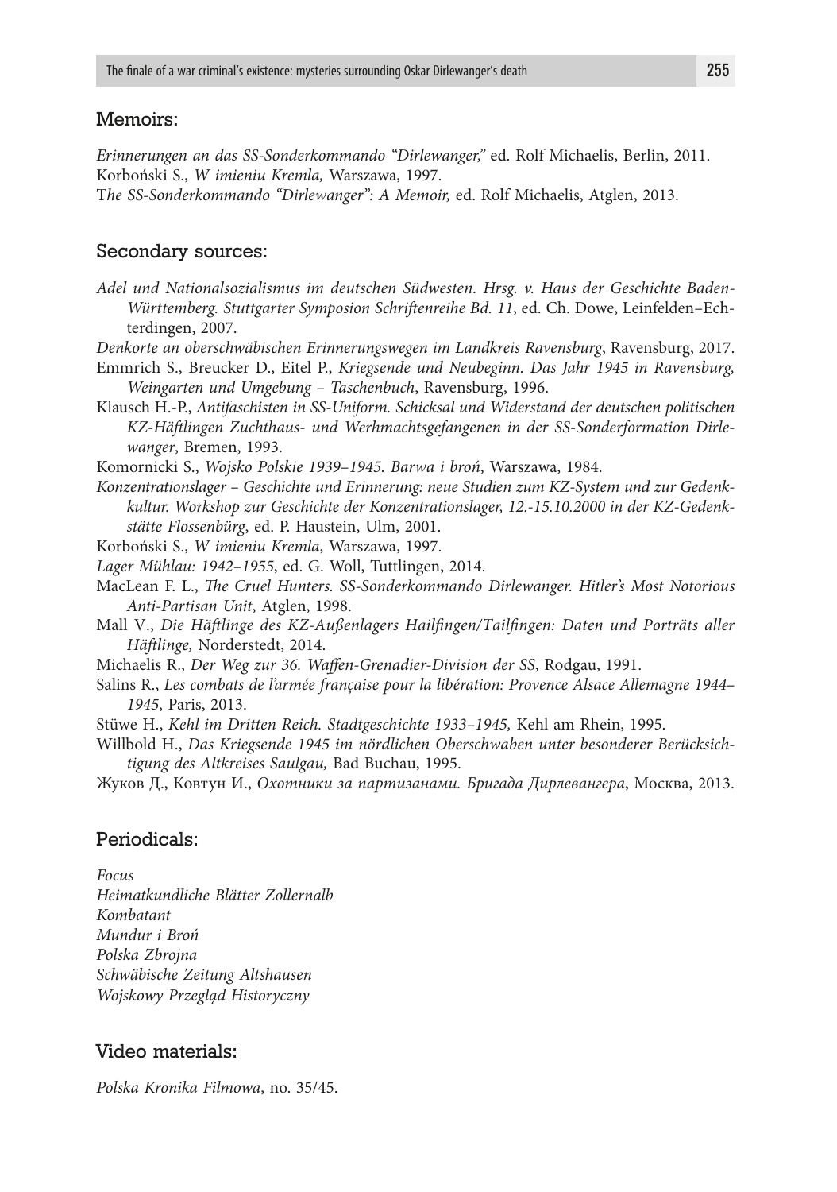## Memoirs:

*Erinnerungen an das SS-Sonderkommando "Dirlewanger,"* ed. Rolf Michaelis, Berlin, 2011.
Korboński S., *W imieniu Kremla,* Warszawa, 1997.
T*he SS-Sonderkommando "Dirlewanger": A Memoir,* ed. Rolf Michaelis, Atglen, 2013.

## Secondary sources:

*Adel und Nationalsozialismus im deutschen Südwesten. Hrsg. v. Haus der Geschichte Baden-Württemberg. Stuttgarter Symposion Schriftenreihe Bd. 11*, ed. Ch. Dowe, Leinfelden–Echterdingen, 2007.

*Denkorte an oberschwäbischen Erinnerungswegen im Landkreis Ravensburg*, Ravensburg, 2017.

Emmrich S., Breucker D., Eitel P., *Kriegsende und Neubeginn. Das Jahr 1945 in Ravensburg, Weingarten und Umgebung – Taschenbuch*, Ravensburg, 1996.

Klausch H.-P., *Antifaschisten in SS-Uniform. Schicksal und Widerstand der deutschen politischen KZ-Häftlingen Zuchthaus- und Werhmachtsgefangenen in der SS-Sonderformation Dirlewanger*, Bremen, 1993.

Komornicki S., *Wojsko Polskie 1939–1945. Barwa i broń*, Warszawa, 1984.

*Konzentrationslager – Geschichte und Erinnerung: neue Studien zum KZ-System und zur Gedenkkultur. Workshop zur Geschichte der Konzentrationslager, 12.-15.10.2000 in der KZ-Gedenkstätte Flossenbürg*, ed. P. Haustein, Ulm, 2001.

Korboński S., *W imieniu Kremla*, Warszawa, 1997.

*Lager Mühlau: 1942–1955*, ed. G. Woll, Tuttlingen, 2014.

MacLean F. L., *The Cruel Hunters. SS-Sonderkommando Dirlewanger. Hitler's Most Notorious Anti-Partisan Unit*, Atglen, 1998.

Mall V., *Die Häftlinge des KZ-Außenlagers Hailfingen/Tailfingen: Daten und Porträts aller Häftlinge,* Norderstedt, 2014.

Michaelis R., *Der Weg zur 36. Waffen-Grenadier-Division der SS*, Rodgau, 1991.

Salins R., *Les combats de l'armée française pour la libération: Provence Alsace Allemagne 1944–1945*, Paris, 2013.

Stüwe H., *Kehl im Dritten Reich. Stadtgeschichte 1933–1945,* Kehl am Rhein, 1995.

Willbold H., *Das Kriegsende 1945 im nördlichen Oberschwaben unter besonderer Berücksichtigung des Altkreises Saulgau,* Bad Buchau, 1995.

Жуков Д., Ковтун И., *Охотники за партизанами. Бригада Дирлевангера*, Москва, 2013.

## Periodicals:

*Focus*
*Heimatkundliche Blätter Zollernalb*
*Kombatant*
*Mundur i Broń*
*Polska Zbrojna*
*Schwäbische Zeitung Altshausen*
*Wojskowy Przegląd Historyczny*

## Video materials:

*Polska Kronika Filmowa*, no. 35/45.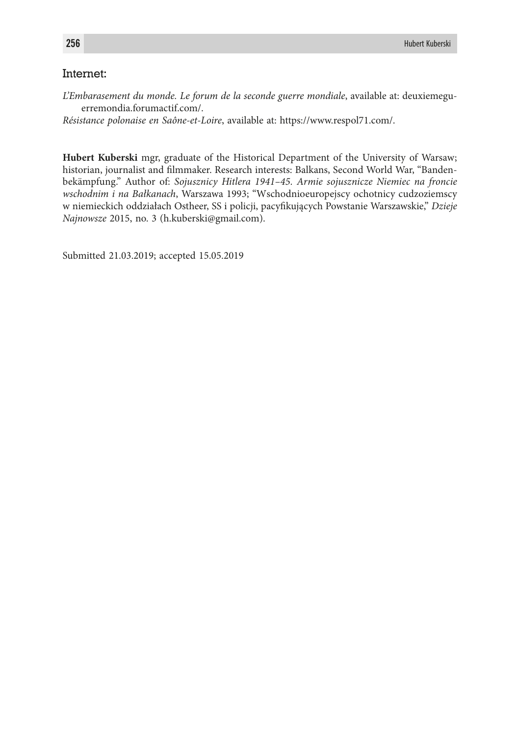## Internet:

*L'Embarasement du monde. Le forum de la seconde guerre mondiale*, available at: deuxiemeguerremondia.forumactif.com/.

*Résistance polonaise en Saône-et-Loire*, available at: https://www.respol71.com/.

**Hubert Kuberski** mgr, graduate of the Historical Department of the University of Warsaw; historian, journalist and filmmaker. Research interests: Balkans, Second World War, "Bandenbekämpfung." Author of: *Sojusznicy Hitlera 1941–45. Armie sojusznicze Niemiec na froncie wschodnim i na Bałkanach*, Warszawa 1993; "Wschodnioeuropejscy ochotnicy cudzoziemscy w niemieckich oddziałach Ostheer, SS i policji, pacyfikujących Powstanie Warszawskie," *Dzieje Najnowsze* 2015, no. 3 (h.kuberski@gmail.com).

Submitted 21.03.2019; accepted 15.05.2019